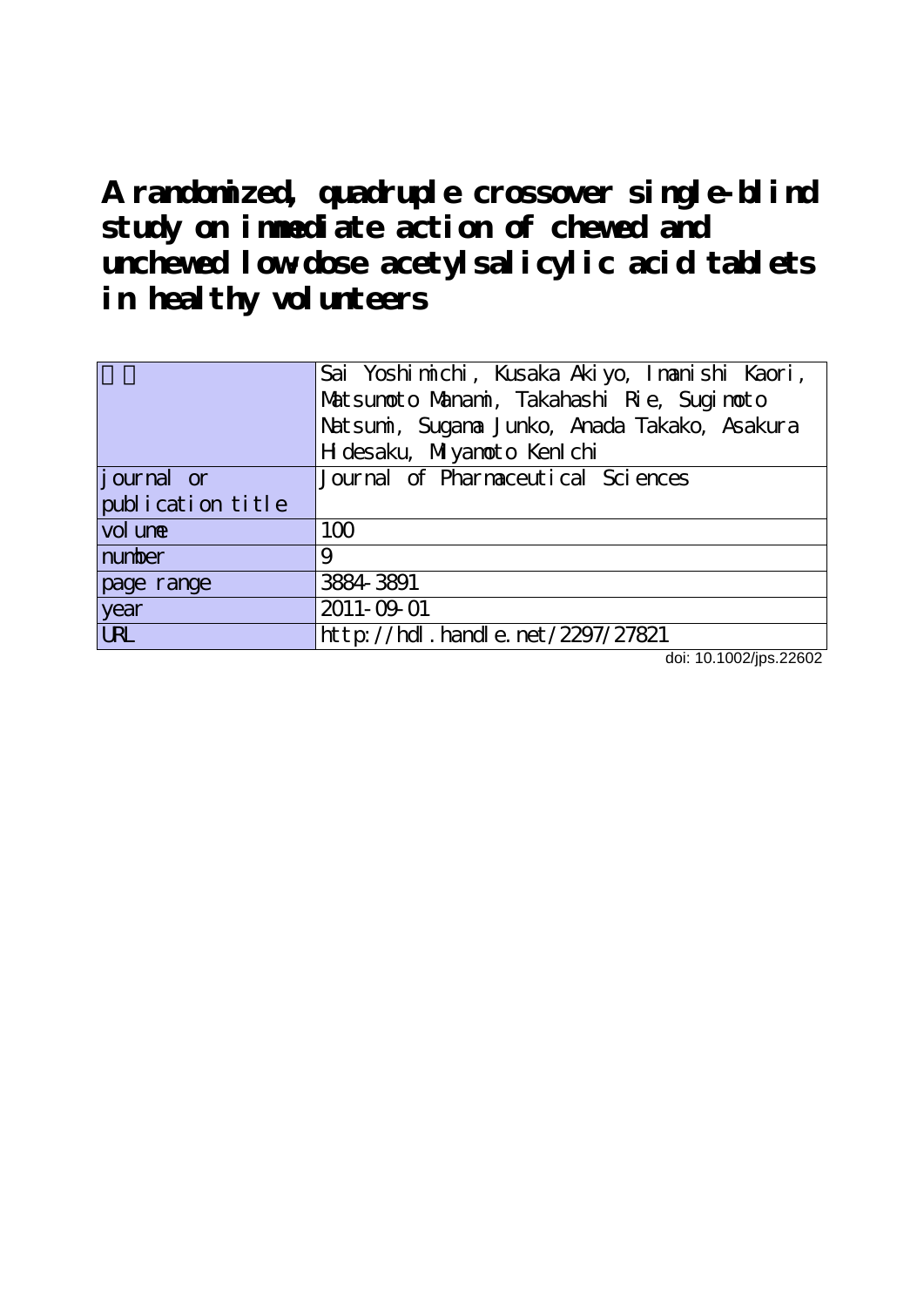# A randomized, quadruple crossover single-blind study on immediate action of chewed and unchewed low-dose acetylsalicylic acid tablets in healthy volunteers

| 著者 | Sai Yoshimichi, Kusaka Akiyo, Imanishi Kaori, Matsumoto Manami, Takahashi Rie, Sugimoto Natsumi, Sugama Junko, Anada Takako, Asakura Hidesaku, Miyamoto KenIchi |
|---|---|
| journal or publication title | Journal of Pharmaceutical Sciences |
| volume | 100 |
| number | 9 |
| page range | 3884-3891 |
| year | 2011-09-01 |
| URL | http://hdl.handle.net/2297/27821 |

doi: 10.1002/jps.22602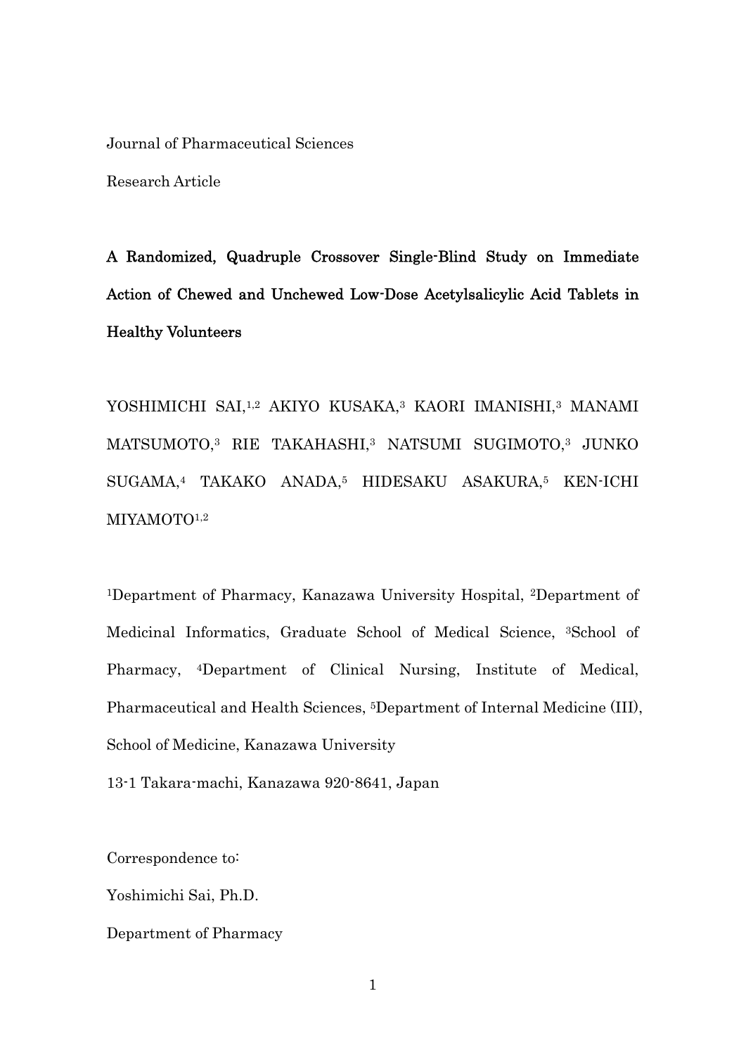Journal of Pharmaceutical Sciences

Research Article

# A Randomized, Quadruple Crossover Single-Blind Study on Immediate Action of Chewed and Unchewed Low-Dose Acetylsalicylic Acid Tablets in Healthy Volunteers

YOSHIMICHI SAI,[1,2] AKIYO KUSAKA,[3] KAORI IMANISHI,[3] MANAMI MATSUMOTO,[3] RIE TAKAHASHI,[3] NATSUMI SUGIMOTO,[3] JUNKO SUGAMA,[4] TAKAKO ANADA,[5] HIDESAKU ASAKURA,[5] KEN-ICHI MIYAMOTO[1,2]

[1]Department of Pharmacy, Kanazawa University Hospital, [2]Department of Medicinal Informatics, Graduate School of Medical Science, [3]School of Pharmacy, [4]Department of Clinical Nursing, Institute of Medical, Pharmaceutical and Health Sciences, [5]Department of Internal Medicine (III), School of Medicine, Kanazawa University

13-1 Takara-machi, Kanazawa 920-8641, Japan

Correspondence to:

Yoshimichi Sai, Ph.D.

Department of Pharmacy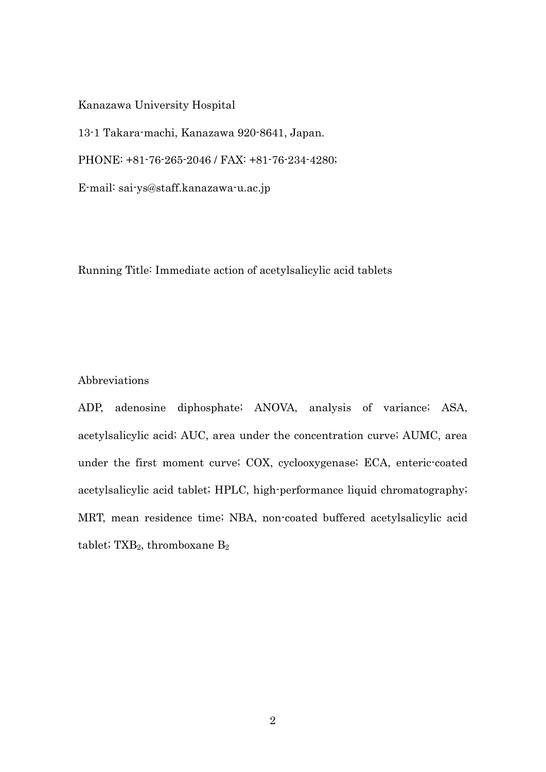Kanazawa University Hospital

13-1 Takara-machi, Kanazawa 920-8641, Japan.

PHONE: +81-76-265-2046 / FAX: +81-76-234-4280;

E-mail: sai-ys@staff.kanazawa-u.ac.jp

Running Title: Immediate action of acetylsalicylic acid tablets

Abbreviations

ADP, adenosine diphosphate; ANOVA, analysis of variance; ASA, acetylsalicylic acid; AUC, area under the concentration curve; AUMC, area under the first moment curve; COX, cyclooxygenase; ECA, enteric-coated acetylsalicylic acid tablet; HPLC, high-performance liquid chromatography; MRT, mean residence time; NBA, non-coated buffered acetylsalicylic acid tablet; $TXB_2$, thromboxane $B_2$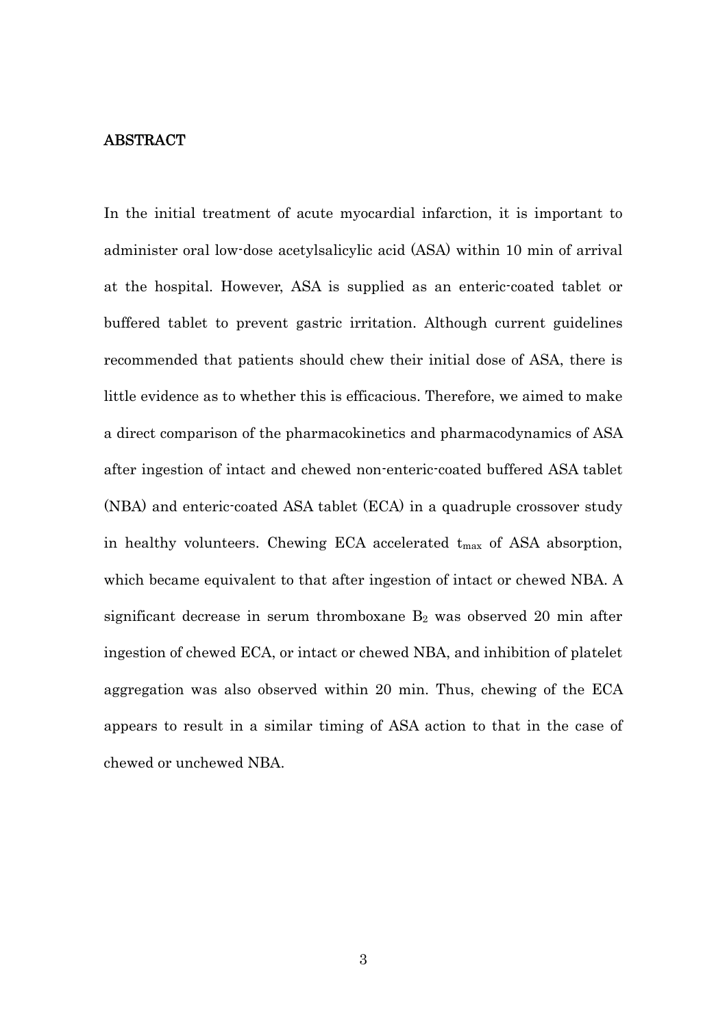## ABSTRACT

In the initial treatment of acute myocardial infarction, it is important to administer oral low-dose acetylsalicylic acid (ASA) within 10 min of arrival at the hospital. However, ASA is supplied as an enteric-coated tablet or buffered tablet to prevent gastric irritation. Although current guidelines recommended that patients should chew their initial dose of ASA, there is little evidence as to whether this is efficacious. Therefore, we aimed to make a direct comparison of the pharmacokinetics and pharmacodynamics of ASA after ingestion of intact and chewed non-enteric-coated buffered ASA tablet (NBA) and enteric-coated ASA tablet (ECA) in a quadruple crossover study in healthy volunteers. Chewing ECA accelerated $t_{max}$ of ASA absorption, which became equivalent to that after ingestion of intact or chewed NBA. A significant decrease in serum thromboxane $B_2$ was observed 20 min after ingestion of chewed ECA, or intact or chewed NBA, and inhibition of platelet aggregation was also observed within 20 min. Thus, chewing of the ECA appears to result in a similar timing of ASA action to that in the case of chewed or unchewed NBA.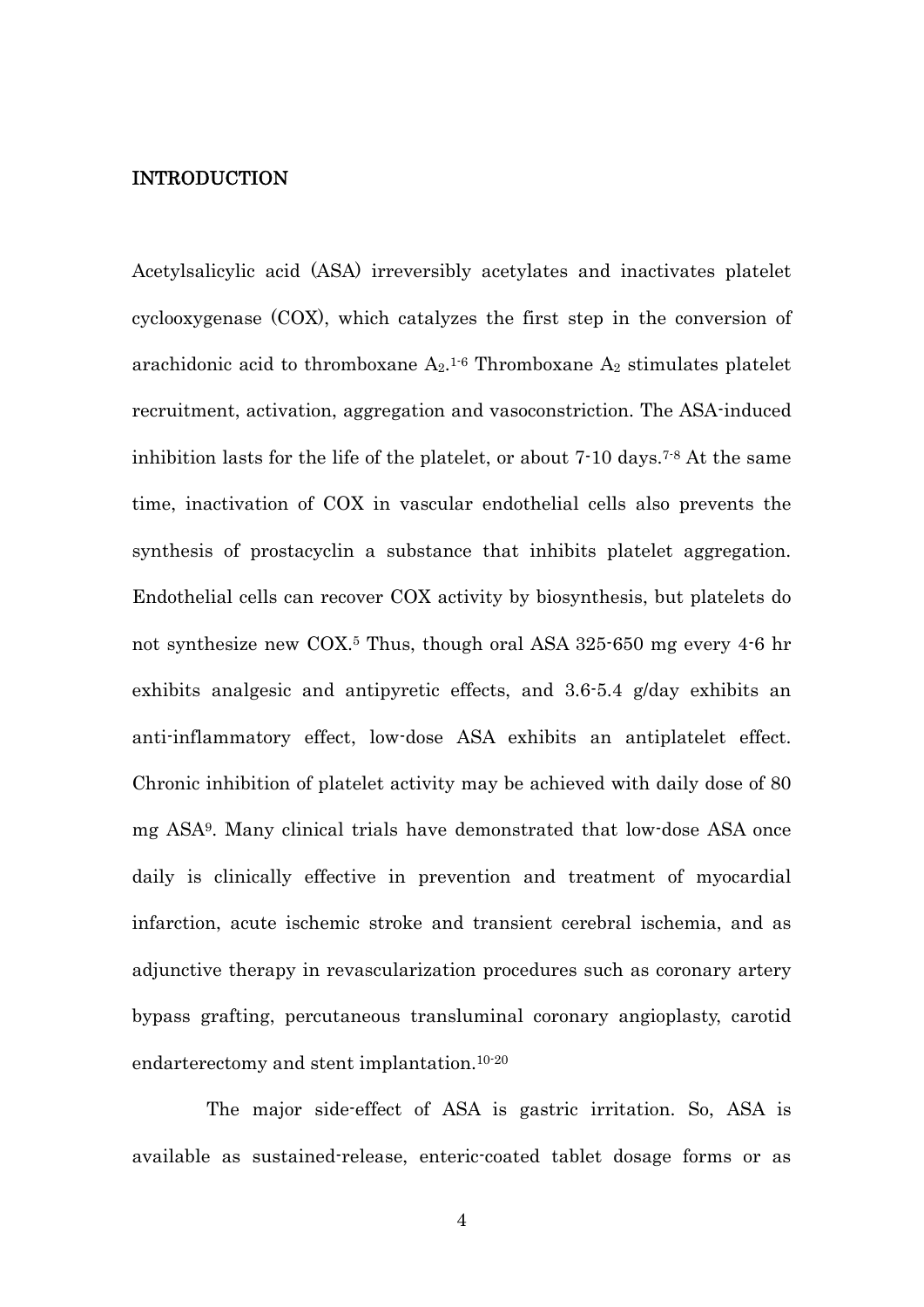## INTRODUCTION

Acetylsalicylic acid (ASA) irreversibly acetylates and inactivates platelet cyclooxygenase (COX), which catalyzes the first step in the conversion of arachidonic acid to thromboxane $A_2$.[1-6] Thromboxane $A_2$ stimulates platelet recruitment, activation, aggregation and vasoconstriction. The ASA-induced inhibition lasts for the life of the platelet, or about 7-10 days.[7-8] At the same time, inactivation of COX in vascular endothelial cells also prevents the synthesis of prostacyclin a substance that inhibits platelet aggregation. Endothelial cells can recover COX activity by biosynthesis, but platelets do not synthesize new COX.[5] Thus, though oral ASA 325-650 mg every 4-6 hr exhibits analgesic and antipyretic effects, and 3.6-5.4 g/day exhibits an anti-inflammatory effect, low-dose ASA exhibits an antiplatelet effect. Chronic inhibition of platelet activity may be achieved with daily dose of 80 mg ASA[9]. Many clinical trials have demonstrated that low-dose ASA once daily is clinically effective in prevention and treatment of myocardial infarction, acute ischemic stroke and transient cerebral ischemia, and as adjunctive therapy in revascularization procedures such as coronary artery bypass grafting, percutaneous transluminal coronary angioplasty, carotid endarterectomy and stent implantation.[10-20]

The major side-effect of ASA is gastric irritation. So, ASA is available as sustained-release, enteric-coated tablet dosage forms or as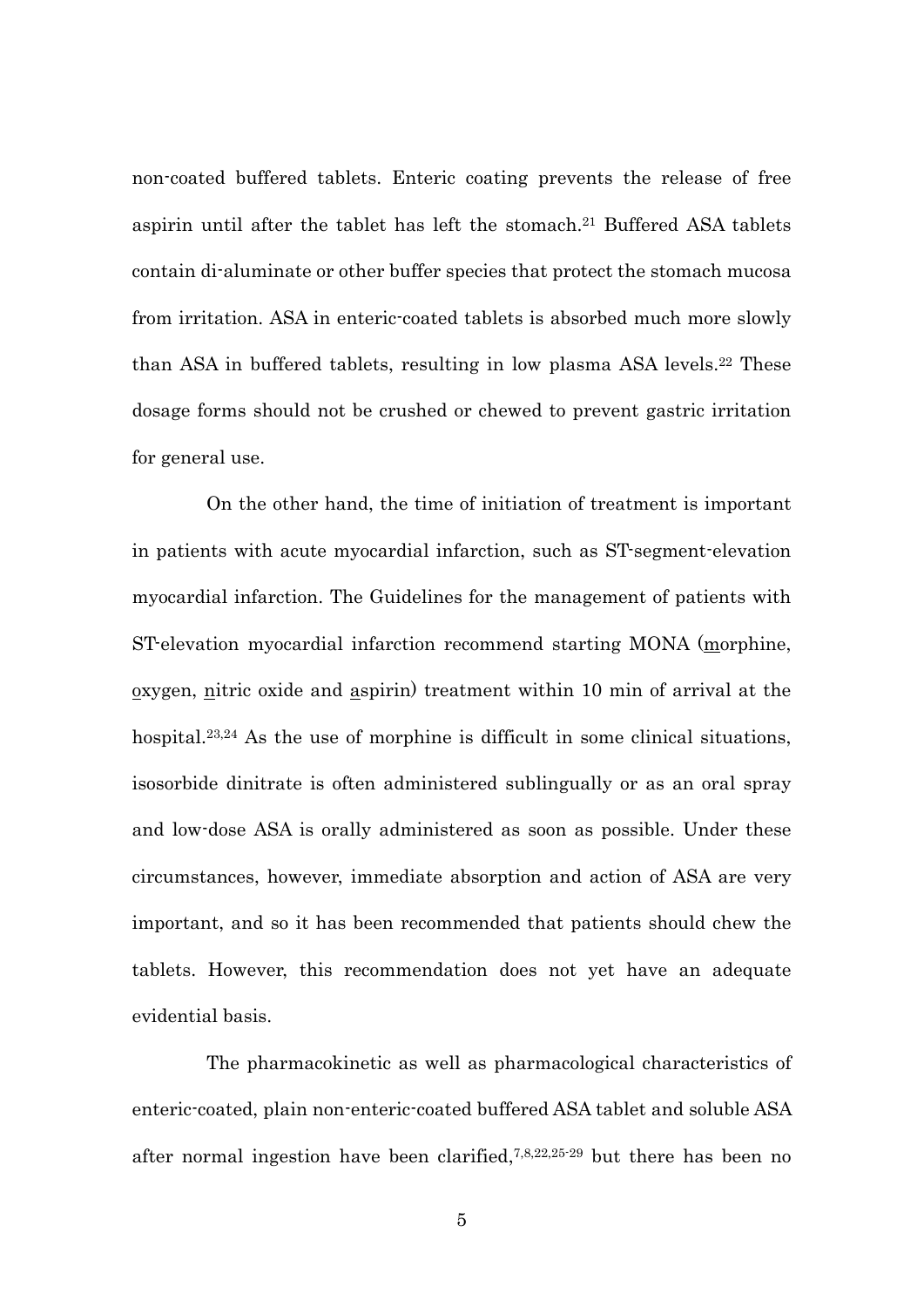non-coated buffered tablets. Enteric coating prevents the release of free aspirin until after the tablet has left the stomach.[21] Buffered ASA tablets contain di-aluminate or other buffer species that protect the stomach mucosa from irritation. ASA in enteric-coated tablets is absorbed much more slowly than ASA in buffered tablets, resulting in low plasma ASA levels.[22] These dosage forms should not be crushed or chewed to prevent gastric irritation for general use.

On the other hand, the time of initiation of treatment is important in patients with acute myocardial infarction, such as ST-segment-elevation myocardial infarction. The Guidelines for the management of patients with ST-elevation myocardial infarction recommend starting MONA (morphine, oxygen, nitric oxide and aspirin) treatment within 10 min of arrival at the hospital.[23,24] As the use of morphine is difficult in some clinical situations, isosorbide dinitrate is often administered sublingually or as an oral spray and low-dose ASA is orally administered as soon as possible. Under these circumstances, however, immediate absorption and action of ASA are very important, and so it has been recommended that patients should chew the tablets. However, this recommendation does not yet have an adequate evidential basis.

The pharmacokinetic as well as pharmacological characteristics of enteric-coated, plain non-enteric-coated buffered ASA tablet and soluble ASA after normal ingestion have been clarified,[7,8,22,25-29] but there has been no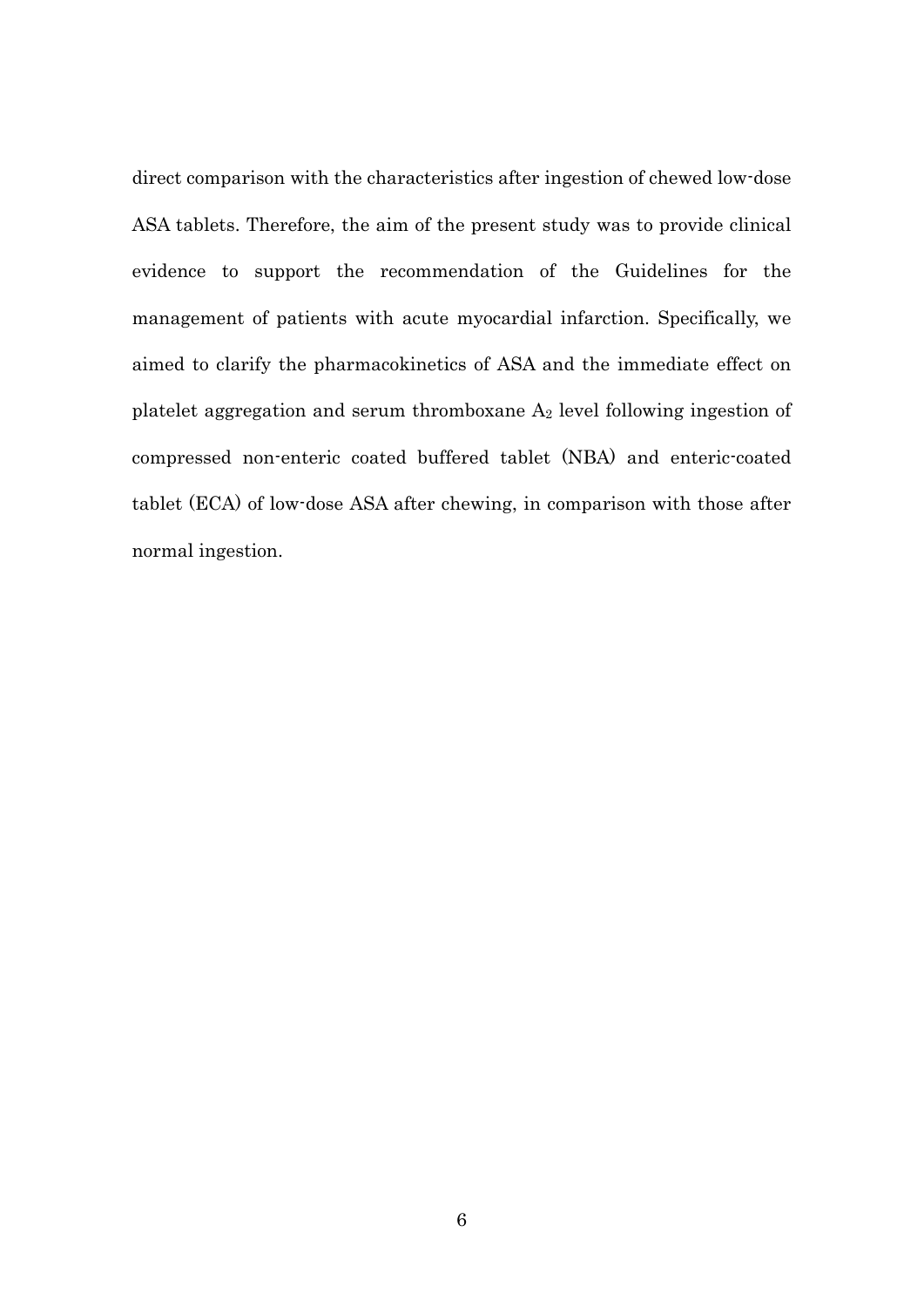direct comparison with the characteristics after ingestion of chewed low-dose ASA tablets. Therefore, the aim of the present study was to provide clinical evidence to support the recommendation of the Guidelines for the management of patients with acute myocardial infarction. Specifically, we aimed to clarify the pharmacokinetics of ASA and the immediate effect on platelet aggregation and serum thromboxane $A_2$ level following ingestion of compressed non-enteric coated buffered tablet (NBA) and enteric-coated tablet (ECA) of low-dose ASA after chewing, in comparison with those after normal ingestion.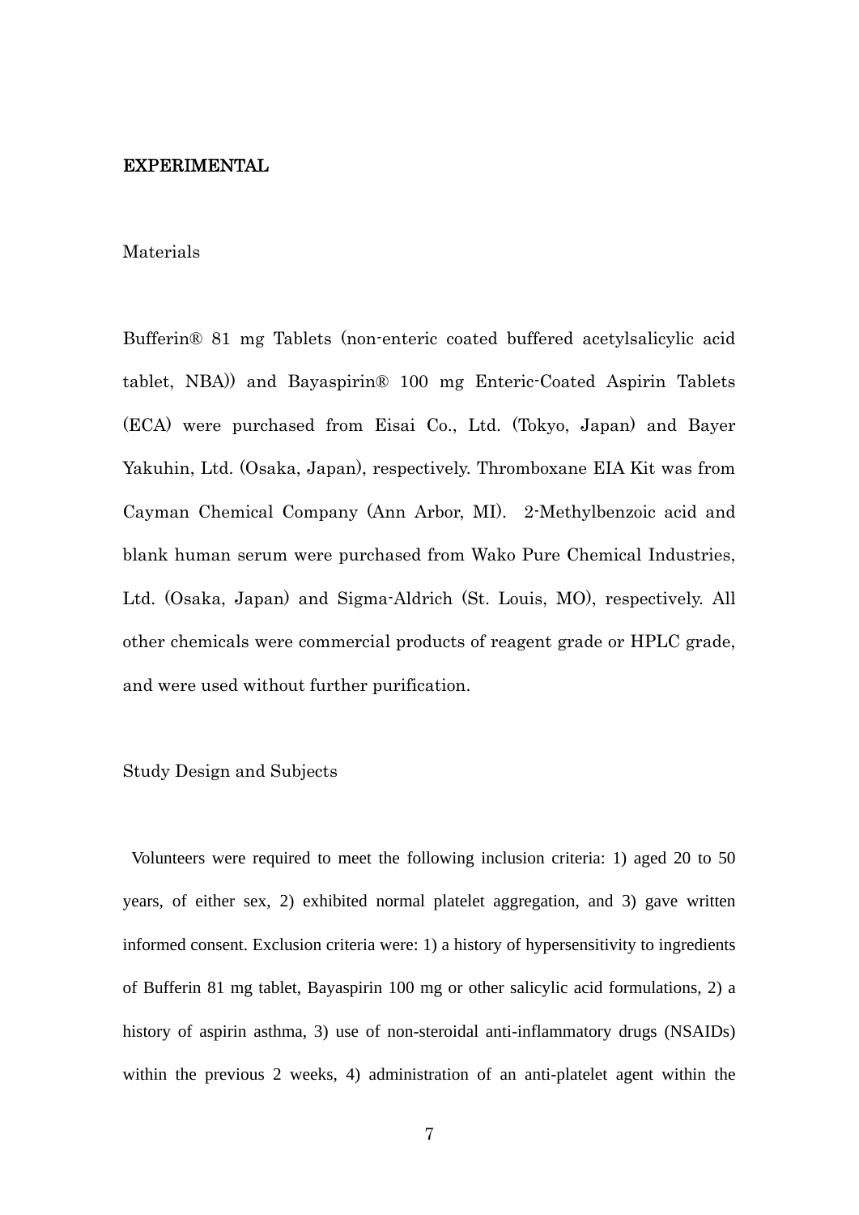## EXPERIMENTAL

### Materials

Bufferin® 81 mg Tablets (non-enteric coated buffered acetylsalicylic acid tablet, NBA)) and Bayaspirin® 100 mg Enteric-Coated Aspirin Tablets (ECA) were purchased from Eisai Co., Ltd. (Tokyo, Japan) and Bayer Yakuhin, Ltd. (Osaka, Japan), respectively. Thromboxane EIA Kit was from Cayman Chemical Company (Ann Arbor, MI). 2-Methylbenzoic acid and blank human serum were purchased from Wako Pure Chemical Industries, Ltd. (Osaka, Japan) and Sigma-Aldrich (St. Louis, MO), respectively. All other chemicals were commercial products of reagent grade or HPLC grade, and were used without further purification.

### Study Design and Subjects

Volunteers were required to meet the following inclusion criteria: 1) aged 20 to 50 years, of either sex, 2) exhibited normal platelet aggregation, and 3) gave written informed consent. Exclusion criteria were: 1) a history of hypersensitivity to ingredients of Bufferin 81 mg tablet, Bayaspirin 100 mg or other salicylic acid formulations, 2) a history of aspirin asthma, 3) use of non-steroidal anti-inflammatory drugs (NSAIDs) within the previous 2 weeks, 4) administration of an anti-platelet agent within the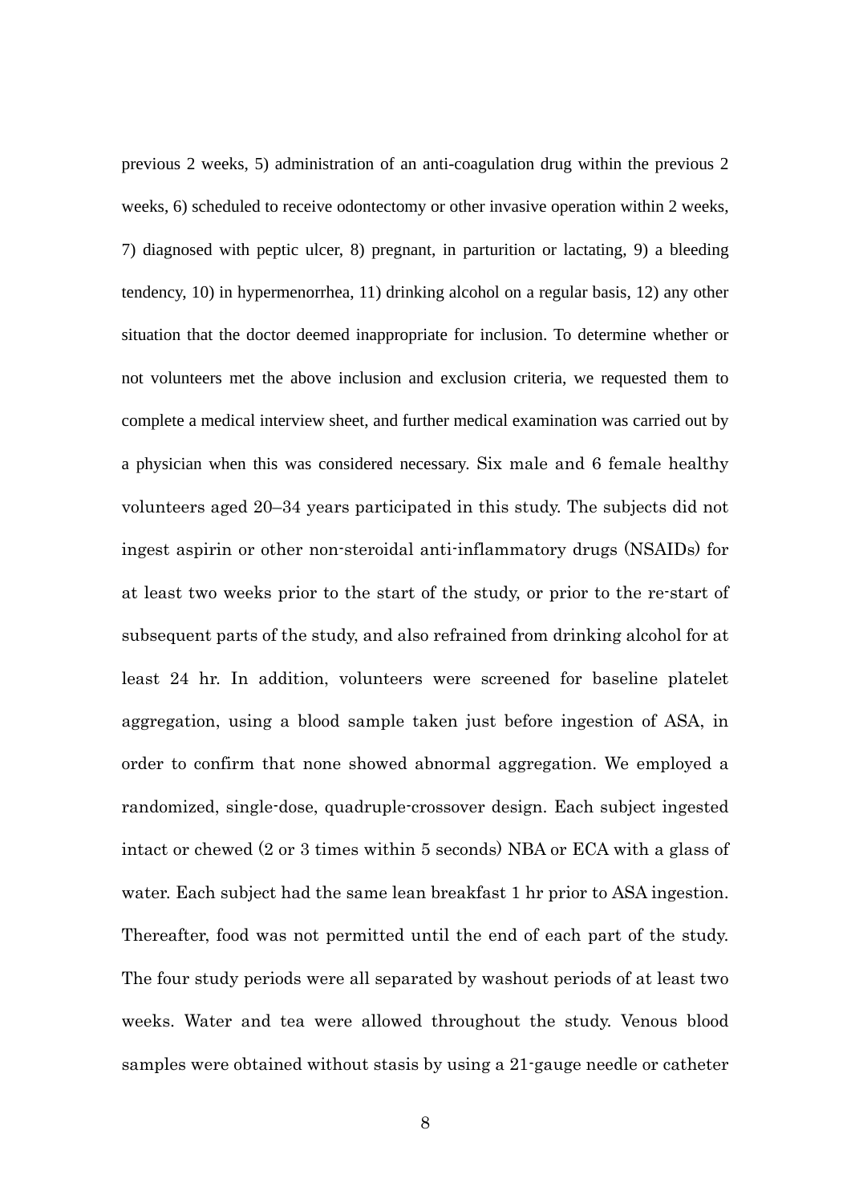previous 2 weeks, 5) administration of an anti-coagulation drug within the previous 2 weeks, 6) scheduled to receive odontectomy or other invasive operation within 2 weeks, 7) diagnosed with peptic ulcer, 8) pregnant, in parturition or lactating, 9) a bleeding tendency, 10) in hypermenorrhea, 11) drinking alcohol on a regular basis, 12) any other situation that the doctor deemed inappropriate for inclusion. To determine whether or not volunteers met the above inclusion and exclusion criteria, we requested them to complete a medical interview sheet, and further medical examination was carried out by a physician when this was considered necessary. Six male and 6 female healthy volunteers aged 20–34 years participated in this study. The subjects did not ingest aspirin or other non-steroidal anti-inflammatory drugs (NSAIDs) for at least two weeks prior to the start of the study, or prior to the re-start of subsequent parts of the study, and also refrained from drinking alcohol for at least 24 hr. In addition, volunteers were screened for baseline platelet aggregation, using a blood sample taken just before ingestion of ASA, in order to confirm that none showed abnormal aggregation. We employed a randomized, single-dose, quadruple-crossover design. Each subject ingested intact or chewed (2 or 3 times within 5 seconds) NBA or ECA with a glass of water. Each subject had the same lean breakfast 1 hr prior to ASA ingestion. Thereafter, food was not permitted until the end of each part of the study. The four study periods were all separated by washout periods of at least two weeks. Water and tea were allowed throughout the study. Venous blood samples were obtained without stasis by using a 21-gauge needle or catheter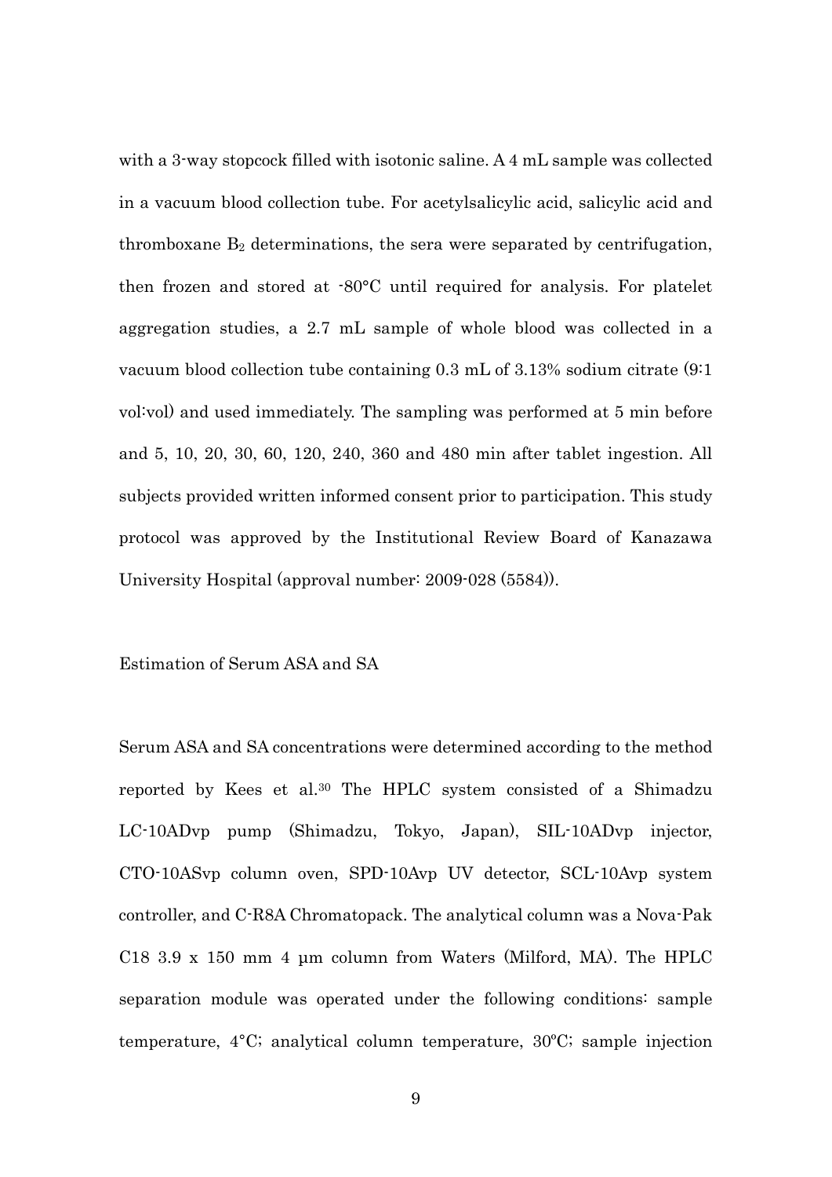with a 3-way stopcock filled with isotonic saline. A 4 mL sample was collected in a vacuum blood collection tube. For acetylsalicylic acid, salicylic acid and thromboxane $B_2$ determinations, the sera were separated by centrifugation, then frozen and stored at -80°C until required for analysis. For platelet aggregation studies, a 2.7 mL sample of whole blood was collected in a vacuum blood collection tube containing 0.3 mL of 3.13% sodium citrate (9:1 vol:vol) and used immediately. The sampling was performed at 5 min before and 5, 10, 20, 30, 60, 120, 240, 360 and 480 min after tablet ingestion. All subjects provided written informed consent prior to participation. This study protocol was approved by the Institutional Review Board of Kanazawa University Hospital (approval number: 2009-028 (5584)).

## Estimation of Serum ASA and SA

Serum ASA and SA concentrations were determined according to the method reported by Kees et al.[30] The HPLC system consisted of a Shimadzu LC-10ADvp pump (Shimadzu, Tokyo, Japan), SIL-10ADvp injector, CTO-10ASvp column oven, SPD-10Avp UV detector, SCL-10Avp system controller, and C-R8A Chromatopack. The analytical column was a Nova-Pak C18 3.9 x 150 mm 4 μm column from Waters (Milford, MA). The HPLC separation module was operated under the following conditions: sample temperature, 4°C; analytical column temperature, 30ºC; sample injection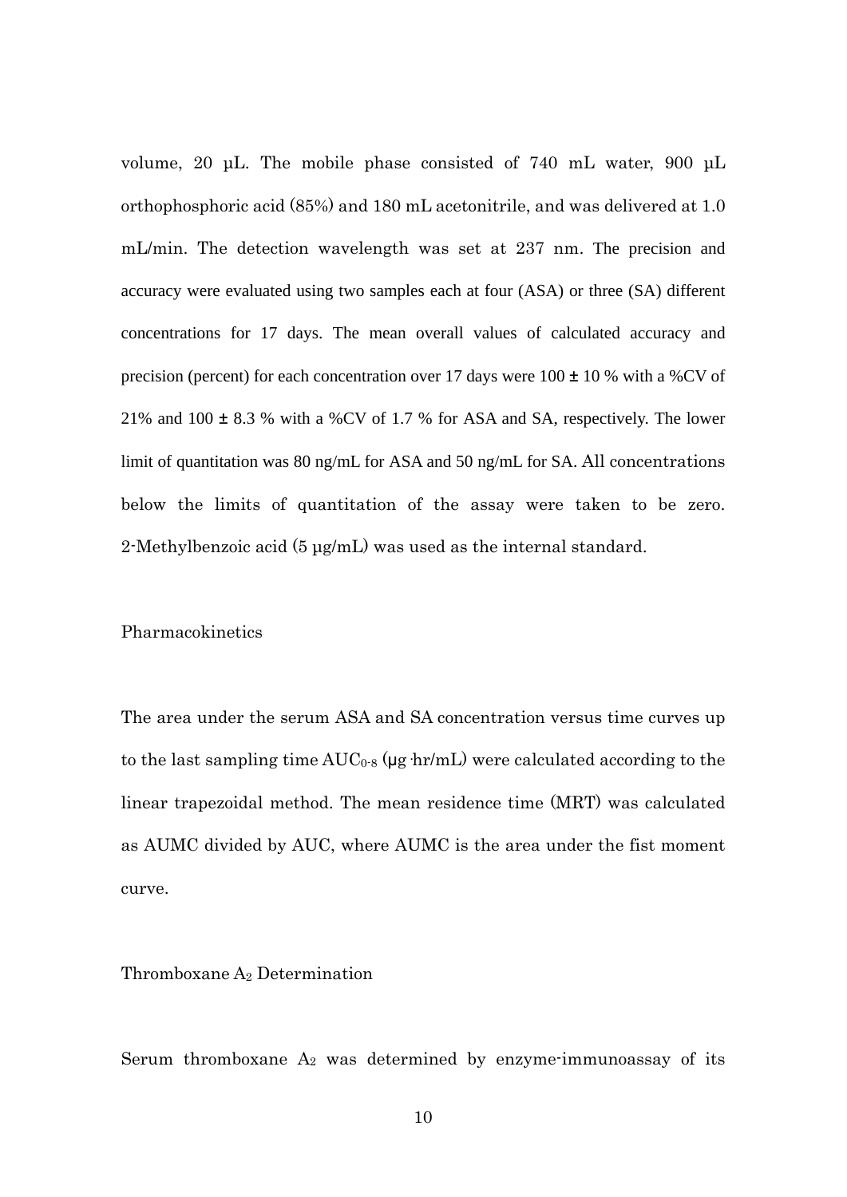volume, 20 μL. The mobile phase consisted of 740 mL water, 900 μL orthophosphoric acid (85%) and 180 mL acetonitrile, and was delivered at 1.0 mL/min. The detection wavelength was set at 237 nm. The precision and accuracy were evaluated using two samples each at four (ASA) or three (SA) different concentrations for 17 days. The mean overall values of calculated accuracy and precision (percent) for each concentration over 17 days were 100 ± 10 % with a %CV of 21% and 100 ± 8.3 % with a %CV of 1.7 % for ASA and SA, respectively. The lower limit of quantitation was 80 ng/mL for ASA and 50 ng/mL for SA. All concentrations below the limits of quantitation of the assay were taken to be zero. 2-Methylbenzoic acid (5 μg/mL) was used as the internal standard.

## Pharmacokinetics

The area under the serum ASA and SA concentration versus time curves up to the last sampling time $AUC_{0\text{-}8}$ (μg·hr/mL) were calculated according to the linear trapezoidal method. The mean residence time (MRT) was calculated as AUMC divided by AUC, where AUMC is the area under the fist moment curve.

## Thromboxane $A_2$ Determination

Serum thromboxane $A_2$ was determined by enzyme-immunoassay of its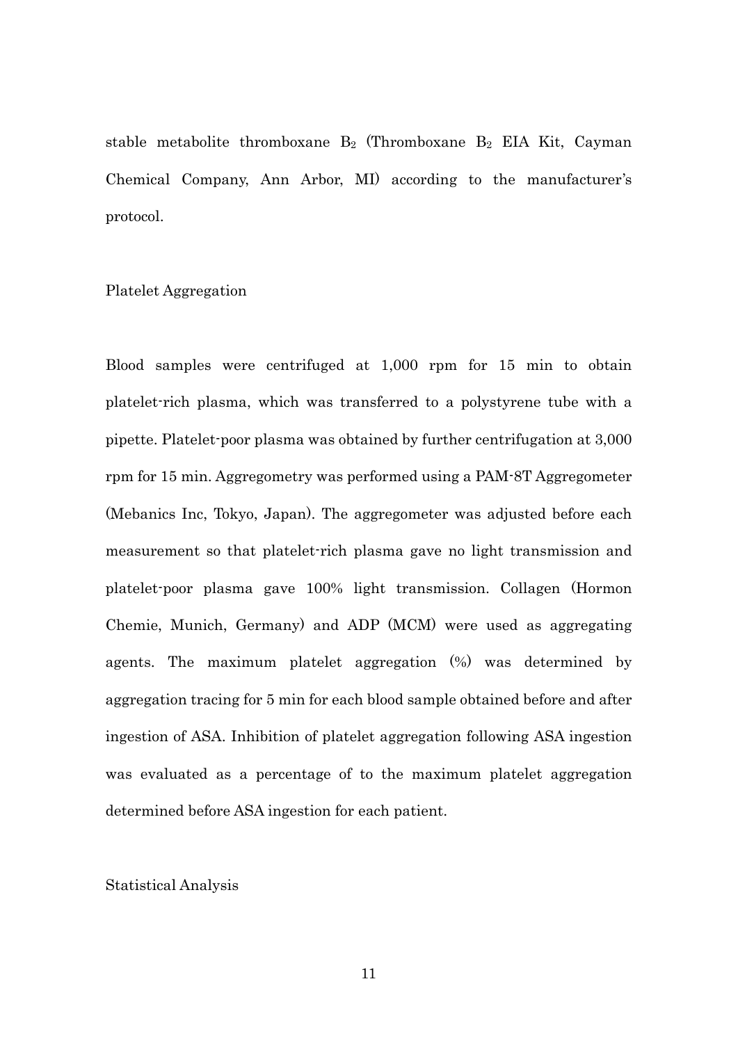stable metabolite thromboxane $B_2$ (Thromboxane $B_2$ EIA Kit, Cayman Chemical Company, Ann Arbor, MI) according to the manufacturer's protocol.

## Platelet Aggregation

Blood samples were centrifuged at 1,000 rpm for 15 min to obtain platelet-rich plasma, which was transferred to a polystyrene tube with a pipette. Platelet-poor plasma was obtained by further centrifugation at 3,000 rpm for 15 min. Aggregometry was performed using a PAM-8T Aggregometer (Mebanics Inc, Tokyo, Japan). The aggregometer was adjusted before each measurement so that platelet-rich plasma gave no light transmission and platelet-poor plasma gave 100% light transmission. Collagen (Hormon Chemie, Munich, Germany) and ADP (MCM) were used as aggregating agents. The maximum platelet aggregation (%) was determined by aggregation tracing for 5 min for each blood sample obtained before and after ingestion of ASA. Inhibition of platelet aggregation following ASA ingestion was evaluated as a percentage of to the maximum platelet aggregation determined before ASA ingestion for each patient.

## Statistical Analysis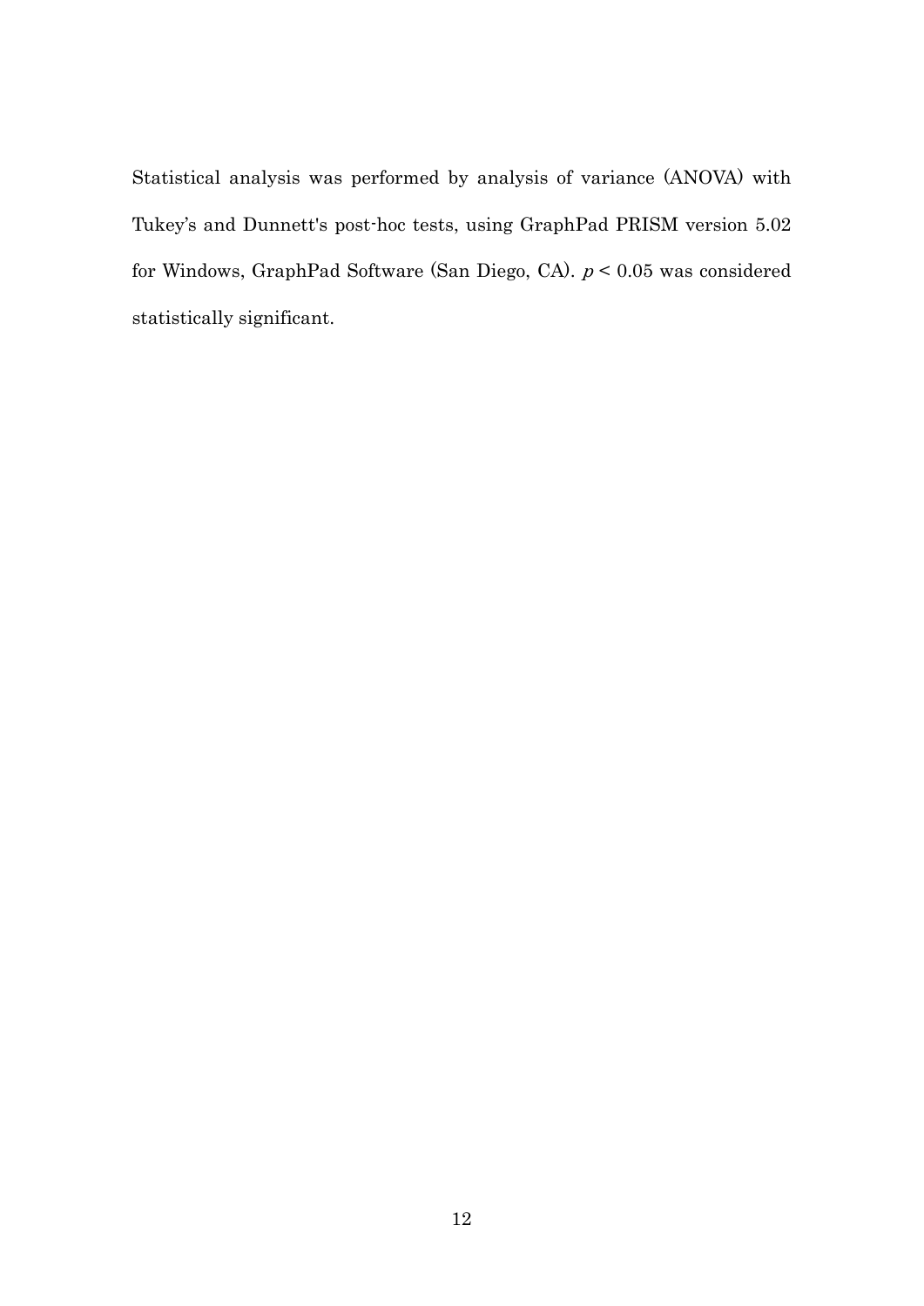Statistical analysis was performed by analysis of variance (ANOVA) with Tukey's and Dunnett's post-hoc tests, using GraphPad PRISM version 5.02 for Windows, GraphPad Software (San Diego, CA). $p < 0.05$ was considered statistically significant.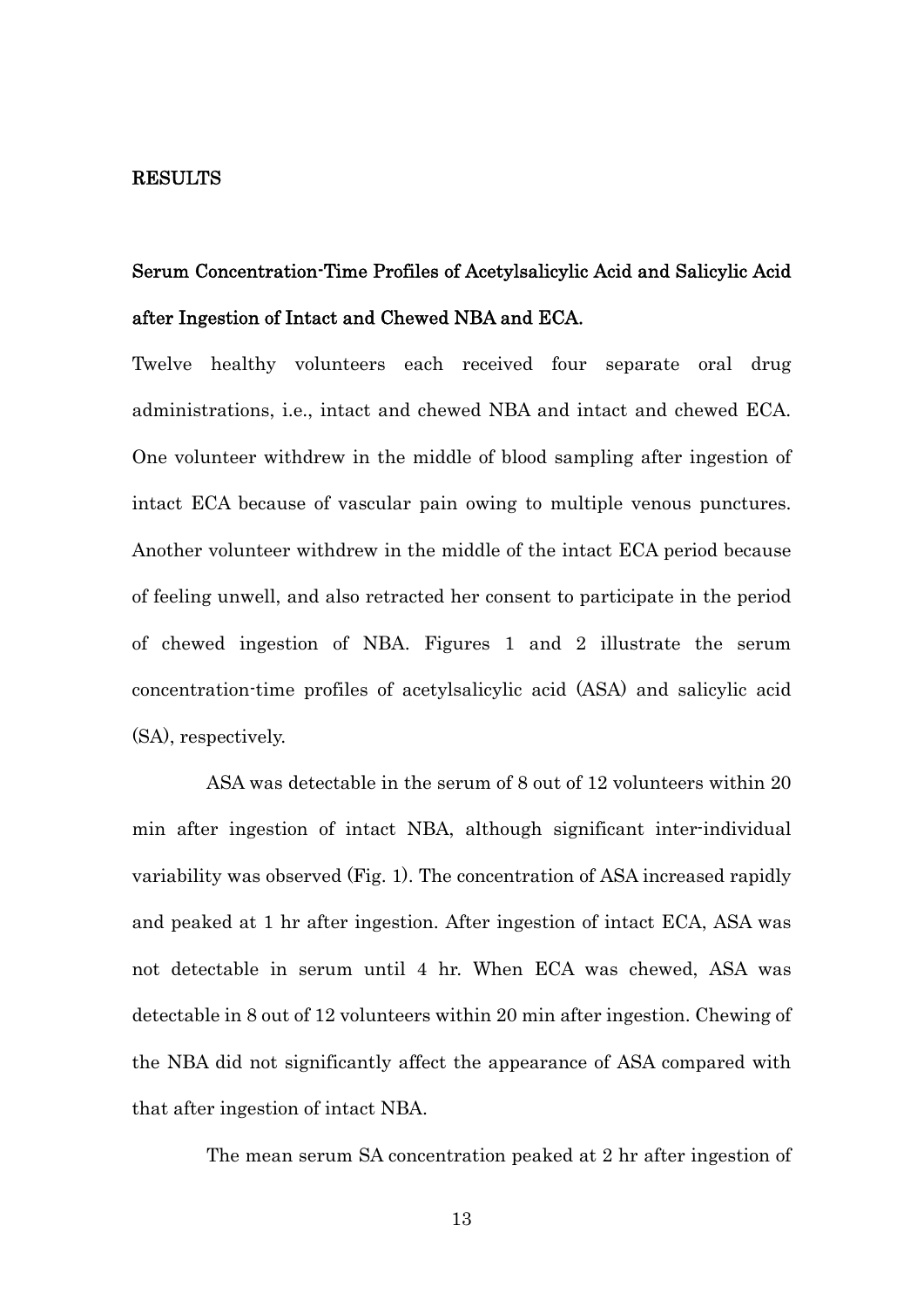## RESULTS

### Serum Concentration-Time Profiles of Acetylsalicylic Acid and Salicylic Acid after Ingestion of Intact and Chewed NBA and ECA.

Twelve healthy volunteers each received four separate oral drug administrations, i.e., intact and chewed NBA and intact and chewed ECA. One volunteer withdrew in the middle of blood sampling after ingestion of intact ECA because of vascular pain owing to multiple venous punctures. Another volunteer withdrew in the middle of the intact ECA period because of feeling unwell, and also retracted her consent to participate in the period of chewed ingestion of NBA. Figures 1 and 2 illustrate the serum concentration-time profiles of acetylsalicylic acid (ASA) and salicylic acid (SA), respectively.

ASA was detectable in the serum of 8 out of 12 volunteers within 20 min after ingestion of intact NBA, although significant inter-individual variability was observed (Fig. 1). The concentration of ASA increased rapidly and peaked at 1 hr after ingestion. After ingestion of intact ECA, ASA was not detectable in serum until 4 hr. When ECA was chewed, ASA was detectable in 8 out of 12 volunteers within 20 min after ingestion. Chewing of the NBA did not significantly affect the appearance of ASA compared with that after ingestion of intact NBA.

The mean serum SA concentration peaked at 2 hr after ingestion of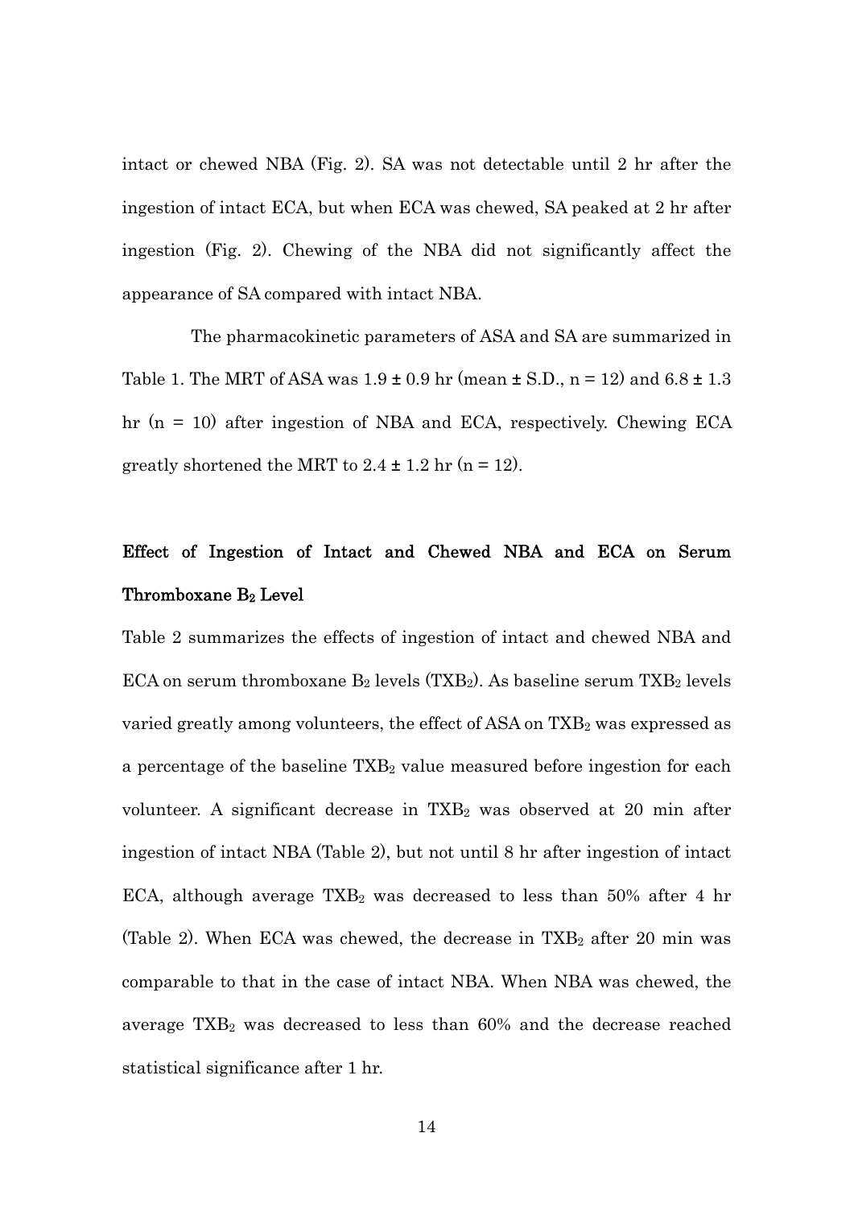intact or chewed NBA (Fig. 2). SA was not detectable until 2 hr after the ingestion of intact ECA, but when ECA was chewed, SA peaked at 2 hr after ingestion (Fig. 2). Chewing of the NBA did not significantly affect the appearance of SA compared with intact NBA.

The pharmacokinetic parameters of ASA and SA are summarized in Table 1. The MRT of ASA was $1.9 \pm 0.9$ hr (mean ± S.D., $n = 12$) and $6.8 \pm 1.3$ hr ($n = 10$) after ingestion of NBA and ECA, respectively. Chewing ECA greatly shortened the MRT to $2.4 \pm 1.2$ hr ($n = 12$).

## Effect of Ingestion of Intact and Chewed NBA and ECA on Serum Thromboxane $B_2$ Level

Table 2 summarizes the effects of ingestion of intact and chewed NBA and ECA on serum thromboxane $B_2$ levels ($TXB_2$). As baseline serum $TXB_2$ levels varied greatly among volunteers, the effect of ASA on $TXB_2$ was expressed as a percentage of the baseline $TXB_2$ value measured before ingestion for each volunteer. A significant decrease in $TXB_2$ was observed at 20 min after ingestion of intact NBA (Table 2), but not until 8 hr after ingestion of intact ECA, although average $TXB_2$ was decreased to less than 50% after 4 hr (Table 2). When ECA was chewed, the decrease in $TXB_2$ after 20 min was comparable to that in the case of intact NBA. When NBA was chewed, the average $TXB_2$ was decreased to less than 60% and the decrease reached statistical significance after 1 hr.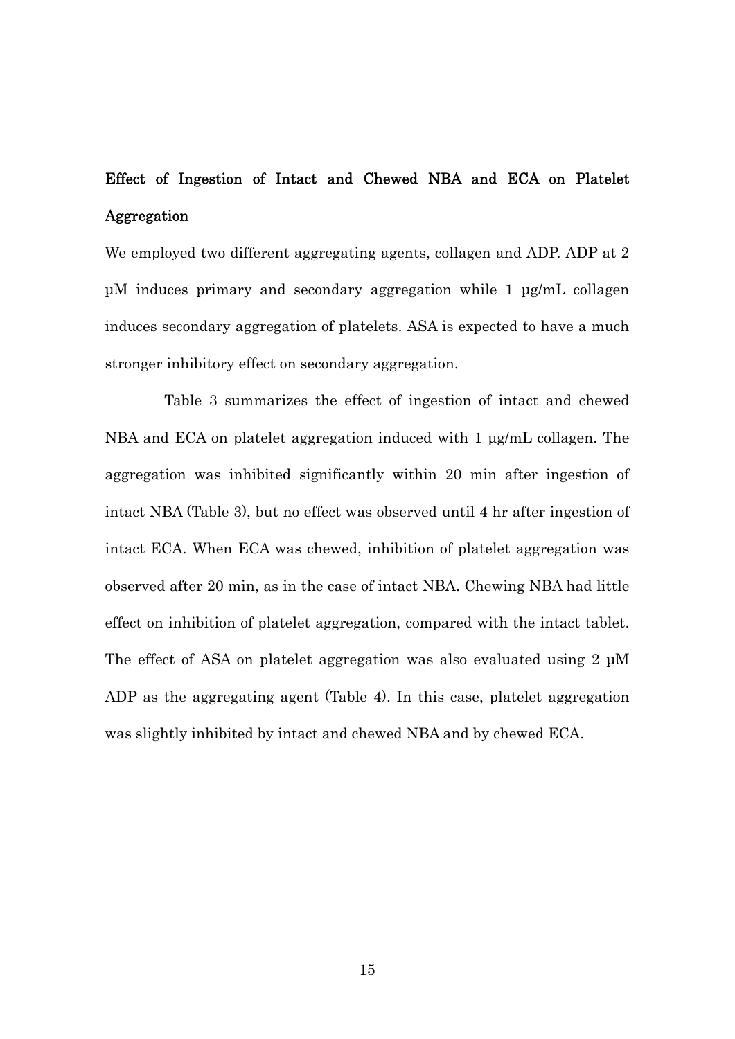## Effect of Ingestion of Intact and Chewed NBA and ECA on Platelet Aggregation

We employed two different aggregating agents, collagen and ADP. ADP at 2 μM induces primary and secondary aggregation while 1 μg/mL collagen induces secondary aggregation of platelets. ASA is expected to have a much stronger inhibitory effect on secondary aggregation.

Table 3 summarizes the effect of ingestion of intact and chewed NBA and ECA on platelet aggregation induced with 1 μg/mL collagen. The aggregation was inhibited significantly within 20 min after ingestion of intact NBA (Table 3), but no effect was observed until 4 hr after ingestion of intact ECA. When ECA was chewed, inhibition of platelet aggregation was observed after 20 min, as in the case of intact NBA. Chewing NBA had little effect on inhibition of platelet aggregation, compared with the intact tablet. The effect of ASA on platelet aggregation was also evaluated using 2 μM ADP as the aggregating agent (Table 4). In this case, platelet aggregation was slightly inhibited by intact and chewed NBA and by chewed ECA.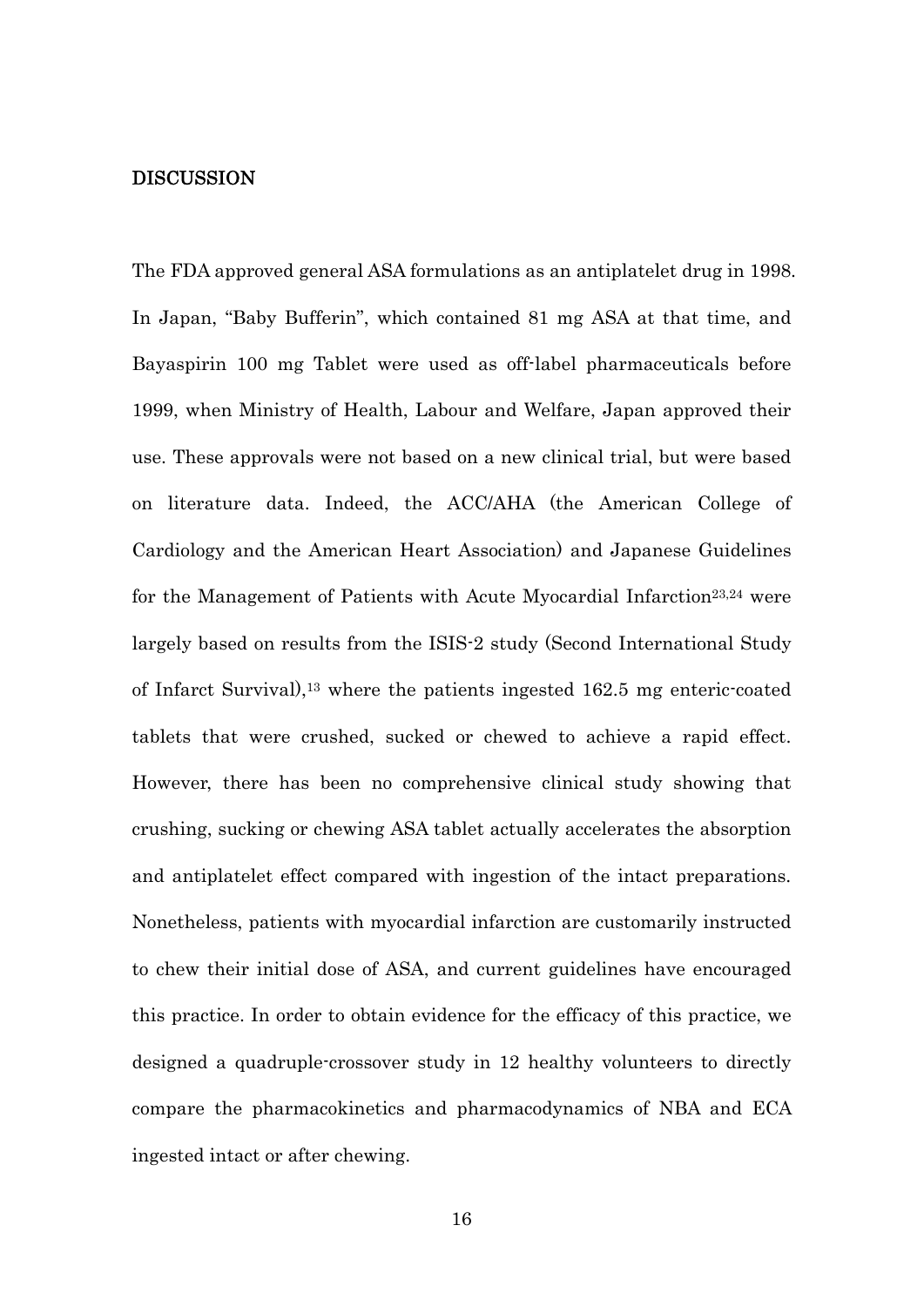## DISCUSSION

The FDA approved general ASA formulations as an antiplatelet drug in 1998. In Japan, "Baby Bufferin", which contained 81 mg ASA at that time, and Bayaspirin 100 mg Tablet were used as off-label pharmaceuticals before 1999, when Ministry of Health, Labour and Welfare, Japan approved their use. These approvals were not based on a new clinical trial, but were based on literature data. Indeed, the ACC/AHA (the American College of Cardiology and the American Heart Association) and Japanese Guidelines for the Management of Patients with Acute Myocardial Infarction[23,24] were largely based on results from the ISIS-2 study (Second International Study of Infarct Survival),[13] where the patients ingested 162.5 mg enteric-coated tablets that were crushed, sucked or chewed to achieve a rapid effect. However, there has been no comprehensive clinical study showing that crushing, sucking or chewing ASA tablet actually accelerates the absorption and antiplatelet effect compared with ingestion of the intact preparations. Nonetheless, patients with myocardial infarction are customarily instructed to chew their initial dose of ASA, and current guidelines have encouraged this practice. In order to obtain evidence for the efficacy of this practice, we designed a quadruple-crossover study in 12 healthy volunteers to directly compare the pharmacokinetics and pharmacodynamics of NBA and ECA ingested intact or after chewing.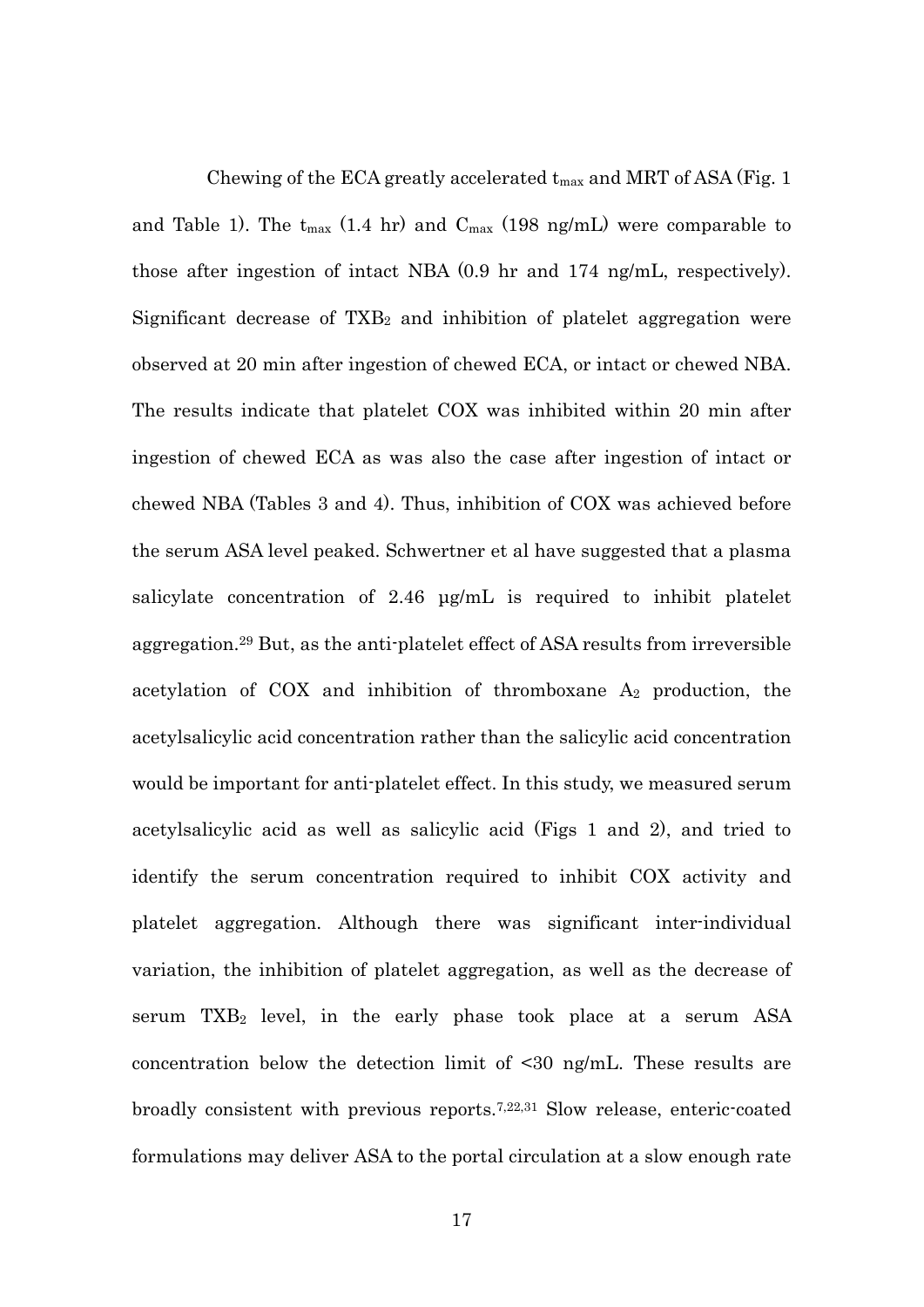Chewing of the ECA greatly accelerated $t_{max}$ and MRT of ASA (Fig. 1 and Table 1). The $t_{max}$ (1.4 hr) and $C_{max}$ (198 ng/mL) were comparable to those after ingestion of intact NBA (0.9 hr and 174 ng/mL, respectively). Significant decrease of $TXB_2$ and inhibition of platelet aggregation were observed at 20 min after ingestion of chewed ECA, or intact or chewed NBA. The results indicate that platelet COX was inhibited within 20 min after ingestion of chewed ECA as was also the case after ingestion of intact or chewed NBA (Tables 3 and 4). Thus, inhibition of COX was achieved before the serum ASA level peaked. Schwertner et al have suggested that a plasma salicylate concentration of 2.46 μg/mL is required to inhibit platelet aggregation.[29] But, as the anti-platelet effect of ASA results from irreversible acetylation of COX and inhibition of thromboxane $A_2$ production, the acetylsalicylic acid concentration rather than the salicylic acid concentration would be important for anti-platelet effect. In this study, we measured serum acetylsalicylic acid as well as salicylic acid (Figs 1 and 2), and tried to identify the serum concentration required to inhibit COX activity and platelet aggregation. Although there was significant inter-individual variation, the inhibition of platelet aggregation, as well as the decrease of serum $TXB_2$ level, in the early phase took place at a serum ASA concentration below the detection limit of <30 ng/mL. These results are broadly consistent with previous reports.[7,22,31] Slow release, enteric-coated formulations may deliver ASA to the portal circulation at a slow enough rate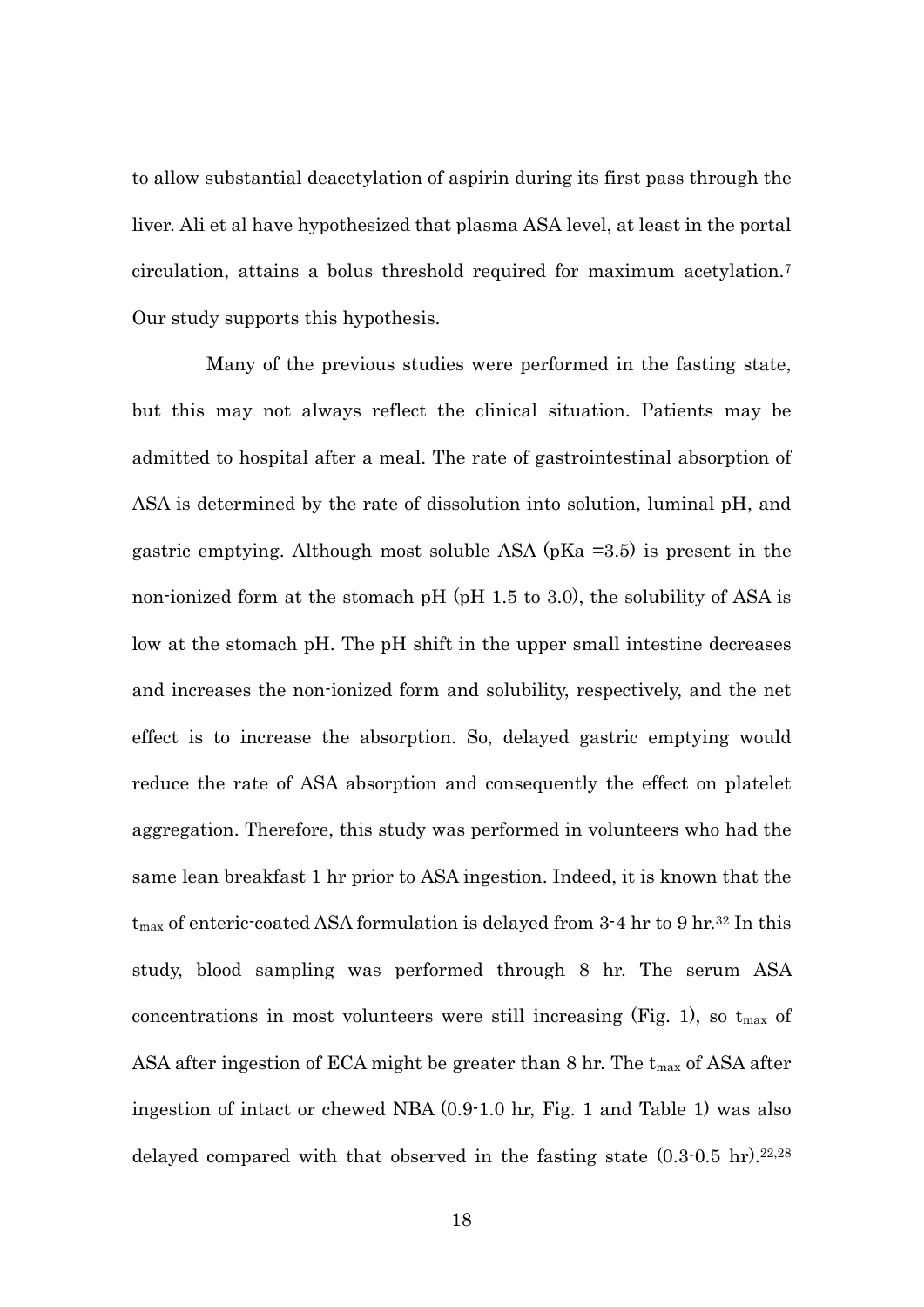to allow substantial deacetylation of aspirin during its first pass through the liver. Ali et al have hypothesized that plasma ASA level, at least in the portal circulation, attains a bolus threshold required for maximum acetylation.[7] Our study supports this hypothesis.

Many of the previous studies were performed in the fasting state, but this may not always reflect the clinical situation. Patients may be admitted to hospital after a meal. The rate of gastrointestinal absorption of ASA is determined by the rate of dissolution into solution, luminal pH, and gastric emptying. Although most soluble ASA (pKa =3.5) is present in the non-ionized form at the stomach pH (pH 1.5 to 3.0), the solubility of ASA is low at the stomach pH. The pH shift in the upper small intestine decreases and increases the non-ionized form and solubility, respectively, and the net effect is to increase the absorption. So, delayed gastric emptying would reduce the rate of ASA absorption and consequently the effect on platelet aggregation. Therefore, this study was performed in volunteers who had the same lean breakfast 1 hr prior to ASA ingestion. Indeed, it is known that the $t_{max}$ of enteric-coated ASA formulation is delayed from 3-4 hr to 9 hr.[32] In this study, blood sampling was performed through 8 hr. The serum ASA concentrations in most volunteers were still increasing (Fig. 1), so $t_{max}$ of ASA after ingestion of ECA might be greater than 8 hr. The $t_{max}$ of ASA after ingestion of intact or chewed NBA (0.9-1.0 hr, Fig. 1 and Table 1) was also delayed compared with that observed in the fasting state (0.3-0.5 hr).[22,28]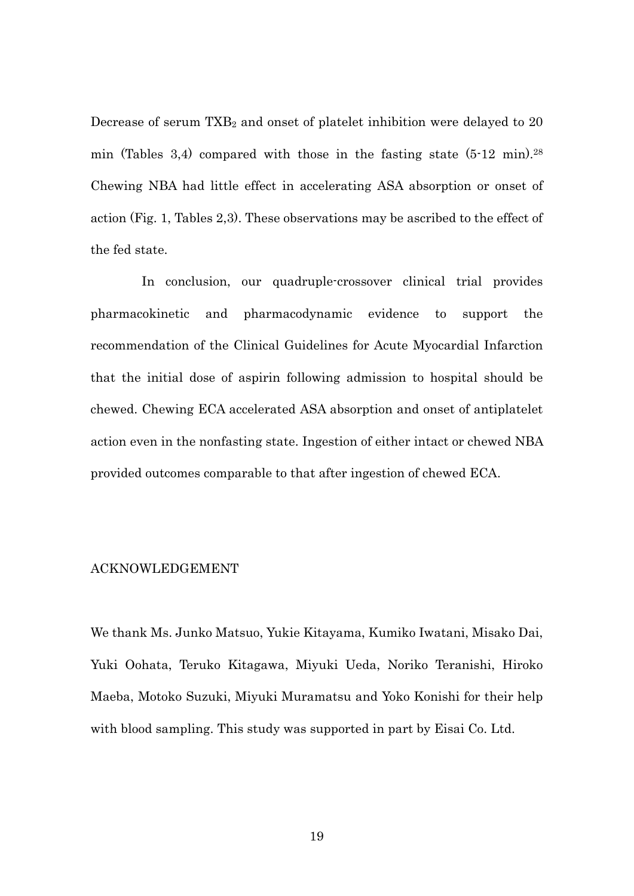Decrease of serum $TXB_2$ and onset of platelet inhibition were delayed to 20 min (Tables 3,4) compared with those in the fasting state (5-12 min).[28] Chewing NBA had little effect in accelerating ASA absorption or onset of action (Fig. 1, Tables 2,3). These observations may be ascribed to the effect of the fed state.

In conclusion, our quadruple-crossover clinical trial provides pharmacokinetic and pharmacodynamic evidence to support the recommendation of the Clinical Guidelines for Acute Myocardial Infarction that the initial dose of aspirin following admission to hospital should be chewed. Chewing ECA accelerated ASA absorption and onset of antiplatelet action even in the nonfasting state. Ingestion of either intact or chewed NBA provided outcomes comparable to that after ingestion of chewed ECA.

## ACKNOWLEDGEMENT

We thank Ms. Junko Matsuo, Yukie Kitayama, Kumiko Iwatani, Misako Dai, Yuki Oohata, Teruko Kitagawa, Miyuki Ueda, Noriko Teranishi, Hiroko Maeba, Motoko Suzuki, Miyuki Muramatsu and Yoko Konishi for their help with blood sampling. This study was supported in part by Eisai Co. Ltd.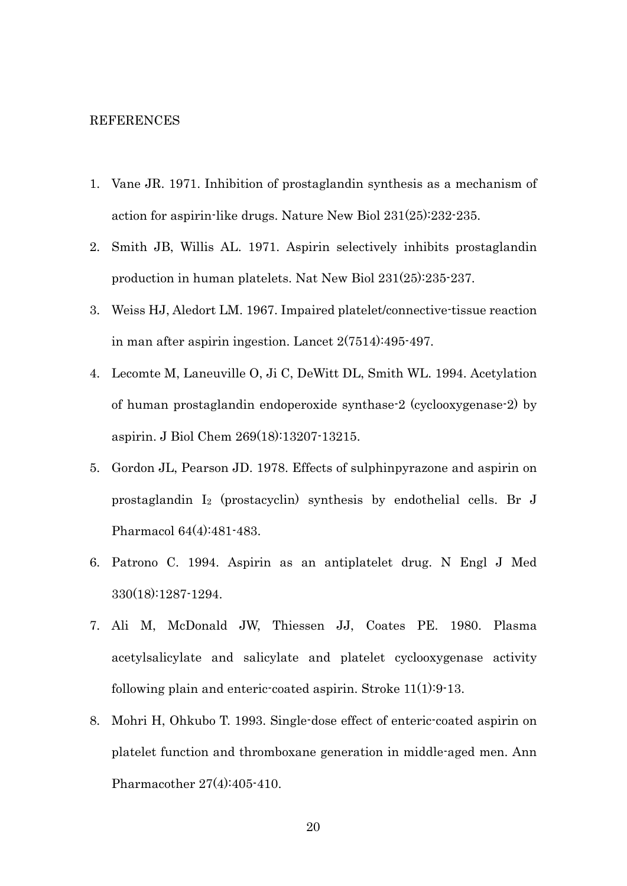# REFERENCES

1. Vane JR. 1971. Inhibition of prostaglandin synthesis as a mechanism of action for aspirin-like drugs. Nature New Biol 231(25):232-235.
2. Smith JB, Willis AL. 1971. Aspirin selectively inhibits prostaglandin production in human platelets. Nat New Biol 231(25):235-237.
3. Weiss HJ, Aledort LM. 1967. Impaired platelet/connective-tissue reaction in man after aspirin ingestion. Lancet 2(7514):495-497.
4. Lecomte M, Laneuville O, Ji C, DeWitt DL, Smith WL. 1994. Acetylation of human prostaglandin endoperoxide synthase-2 (cyclooxygenase-2) by aspirin. J Biol Chem 269(18):13207-13215.
5. Gordon JL, Pearson JD. 1978. Effects of sulphinpyrazone and aspirin on prostaglandin $I_2$ (prostacyclin) synthesis by endothelial cells. Br J Pharmacol 64(4):481-483.
6. Patrono C. 1994. Aspirin as an antiplatelet drug. N Engl J Med 330(18):1287-1294.
7. Ali M, McDonald JW, Thiessen JJ, Coates PE. 1980. Plasma acetylsalicylate and salicylate and platelet cyclooxygenase activity following plain and enteric-coated aspirin. Stroke 11(1):9-13.
8. Mohri H, Ohkubo T. 1993. Single-dose effect of enteric-coated aspirin on platelet function and thromboxane generation in middle-aged men. Ann Pharmacother 27(4):405-410.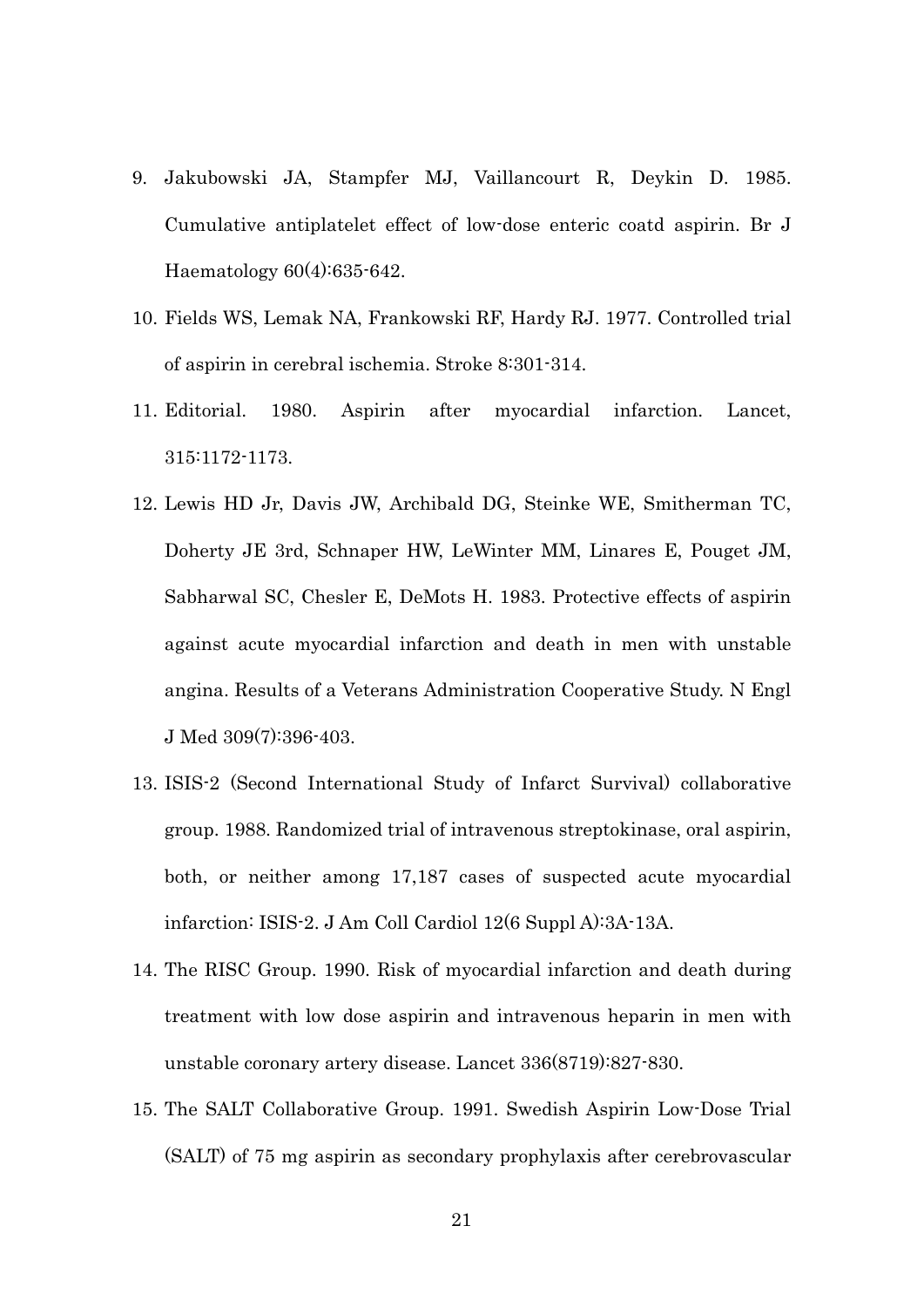9. Jakubowski JA, Stampfer MJ, Vaillancourt R, Deykin D. 1985. Cumulative antiplatelet effect of low-dose enteric coatd aspirin. Br J Haematology 60(4):635-642.
10. Fields WS, Lemak NA, Frankowski RF, Hardy RJ. 1977. Controlled trial of aspirin in cerebral ischemia. Stroke 8:301-314.
11. Editorial. 1980. Aspirin after myocardial infarction. Lancet, 315:1172-1173.
12. Lewis HD Jr, Davis JW, Archibald DG, Steinke WE, Smitherman TC, Doherty JE 3rd, Schnaper HW, LeWinter MM, Linares E, Pouget JM, Sabharwal SC, Chesler E, DeMots H. 1983. Protective effects of aspirin against acute myocardial infarction and death in men with unstable angina. Results of a Veterans Administration Cooperative Study. N Engl J Med 309(7):396-403.
13. ISIS-2 (Second International Study of Infarct Survival) collaborative group. 1988. Randomized trial of intravenous streptokinase, oral aspirin, both, or neither among 17,187 cases of suspected acute myocardial infarction: ISIS-2. J Am Coll Cardiol 12(6 Suppl A):3A-13A.
14. The RISC Group. 1990. Risk of myocardial infarction and death during treatment with low dose aspirin and intravenous heparin in men with unstable coronary artery disease. Lancet 336(8719):827-830.
15. The SALT Collaborative Group. 1991. Swedish Aspirin Low-Dose Trial (SALT) of 75 mg aspirin as secondary prophylaxis after cerebrovascular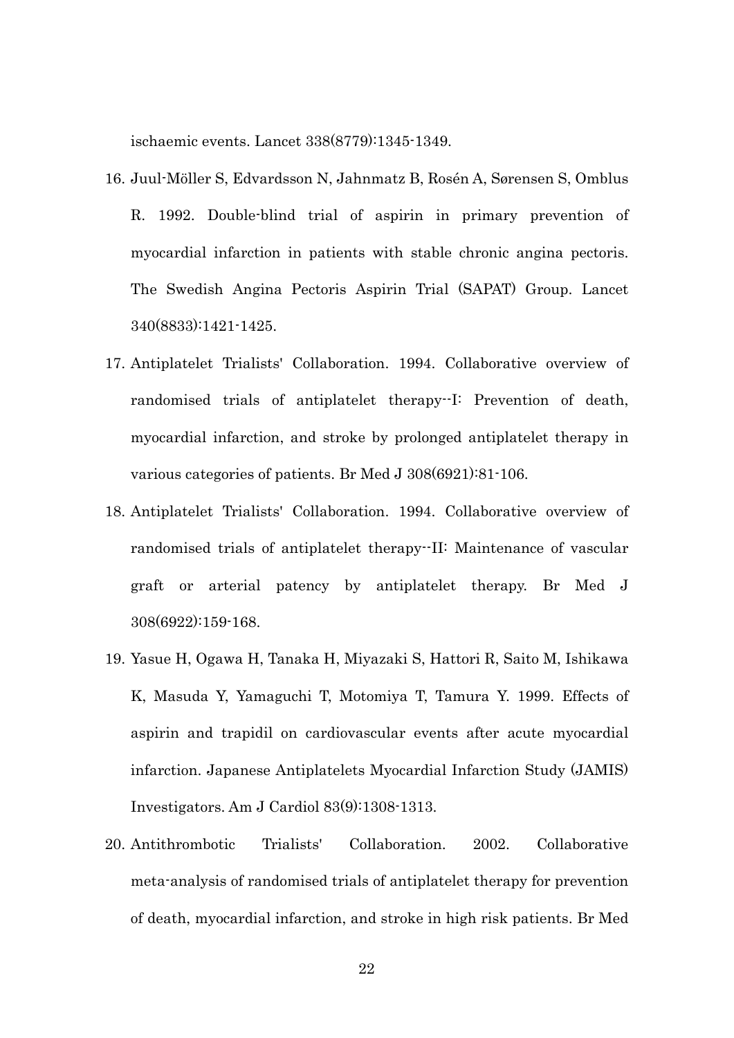ischaemic events. Lancet 338(8779):1345-1349.

16. Juul-Möller S, Edvardsson N, Jahnmatz B, Rosén A, Sørensen S, Omblus R. 1992. Double-blind trial of aspirin in primary prevention of myocardial infarction in patients with stable chronic angina pectoris. The Swedish Angina Pectoris Aspirin Trial (SAPAT) Group. Lancet 340(8833):1421-1425.
17. Antiplatelet Trialists' Collaboration. 1994. Collaborative overview of randomised trials of antiplatelet therapy--I: Prevention of death, myocardial infarction, and stroke by prolonged antiplatelet therapy in various categories of patients. Br Med J 308(6921):81-106.
18. Antiplatelet Trialists' Collaboration. 1994. Collaborative overview of randomised trials of antiplatelet therapy--II: Maintenance of vascular graft or arterial patency by antiplatelet therapy. Br Med J 308(6922):159-168.
19. Yasue H, Ogawa H, Tanaka H, Miyazaki S, Hattori R, Saito M, Ishikawa K, Masuda Y, Yamaguchi T, Motomiya T, Tamura Y. 1999. Effects of aspirin and trapidil on cardiovascular events after acute myocardial infarction. Japanese Antiplatelets Myocardial Infarction Study (JAMIS) Investigators. Am J Cardiol 83(9):1308-1313.
20. Antithrombotic Trialists' Collaboration. 2002. Collaborative meta-analysis of randomised trials of antiplatelet therapy for prevention of death, myocardial infarction, and stroke in high risk patients. Br Med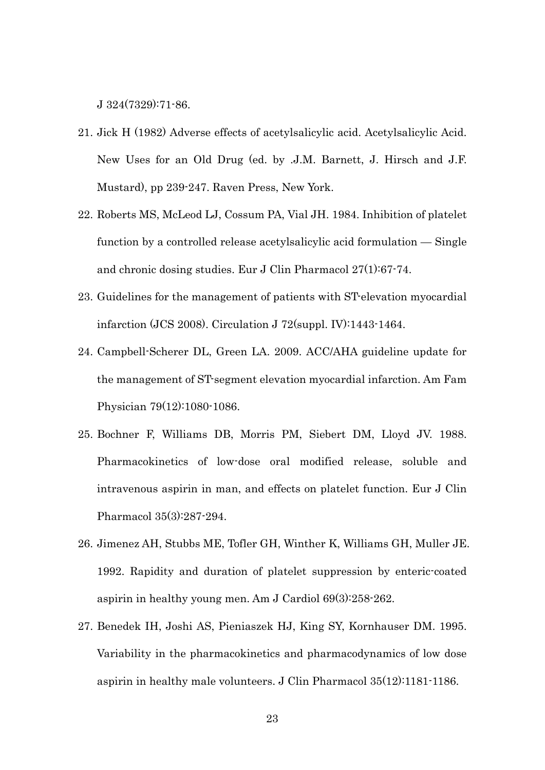J 324(7329):71-86.

21. Jick H (1982) Adverse effects of acetylsalicylic acid. Acetylsalicylic Acid. New Uses for an Old Drug (ed. by .J.M. Barnett, J. Hirsch and J.F. Mustard), pp 239-247. Raven Press, New York.
22. Roberts MS, McLeod LJ, Cossum PA, Vial JH. 1984. Inhibition of platelet function by a controlled release acetylsalicylic acid formulation — Single and chronic dosing studies. Eur J Clin Pharmacol 27(1):67-74.
23. Guidelines for the management of patients with ST-elevation myocardial infarction (JCS 2008). Circulation J 72(suppl. IV):1443-1464.
24. Campbell-Scherer DL, Green LA. 2009. ACC/AHA guideline update for the management of ST-segment elevation myocardial infarction. Am Fam Physician 79(12):1080-1086.
25. Bochner F, Williams DB, Morris PM, Siebert DM, Lloyd JV. 1988. Pharmacokinetics of low-dose oral modified release, soluble and intravenous aspirin in man, and effects on platelet function. Eur J Clin Pharmacol 35(3):287-294.
26. Jimenez AH, Stubbs ME, Tofler GH, Winther K, Williams GH, Muller JE. 1992. Rapidity and duration of platelet suppression by enteric-coated aspirin in healthy young men. Am J Cardiol 69(3):258-262.
27. Benedek IH, Joshi AS, Pieniaszek HJ, King SY, Kornhauser DM. 1995. Variability in the pharmacokinetics and pharmacodynamics of low dose aspirin in healthy male volunteers. J Clin Pharmacol 35(12):1181-1186.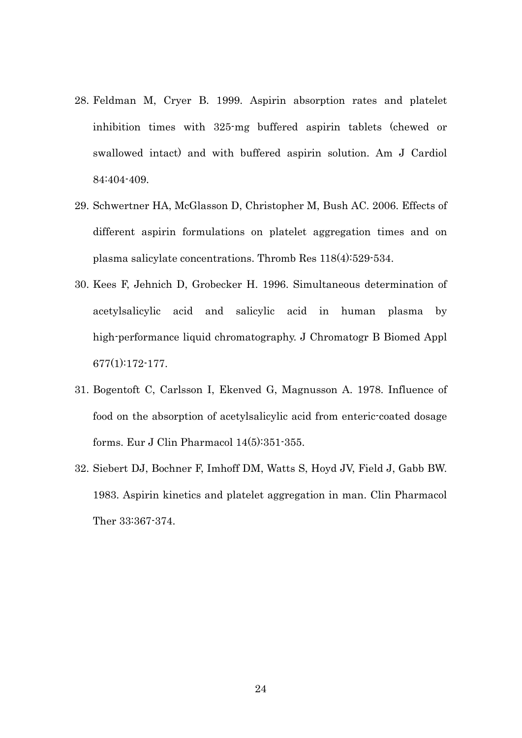28. Feldman M, Cryer B. 1999. Aspirin absorption rates and platelet inhibition times with 325-mg buffered aspirin tablets (chewed or swallowed intact) and with buffered aspirin solution. Am J Cardiol 84:404-409.
29. Schwertner HA, McGlasson D, Christopher M, Bush AC. 2006. Effects of different aspirin formulations on platelet aggregation times and on plasma salicylate concentrations. Thromb Res 118(4):529-534.
30. Kees F, Jehnich D, Grobecker H. 1996. Simultaneous determination of acetylsalicylic acid and salicylic acid in human plasma by high-performance liquid chromatography. J Chromatogr B Biomed Appl 677(1):172-177.
31. Bogentoft C, Carlsson I, Ekenved G, Magnusson A. 1978. Influence of food on the absorption of acetylsalicylic acid from enteric-coated dosage forms. Eur J Clin Pharmacol 14(5):351-355.
32. Siebert DJ, Bochner F, Imhoff DM, Watts S, Hoyd JV, Field J, Gabb BW. 1983. Aspirin kinetics and platelet aggregation in man. Clin Pharmacol Ther 33:367-374.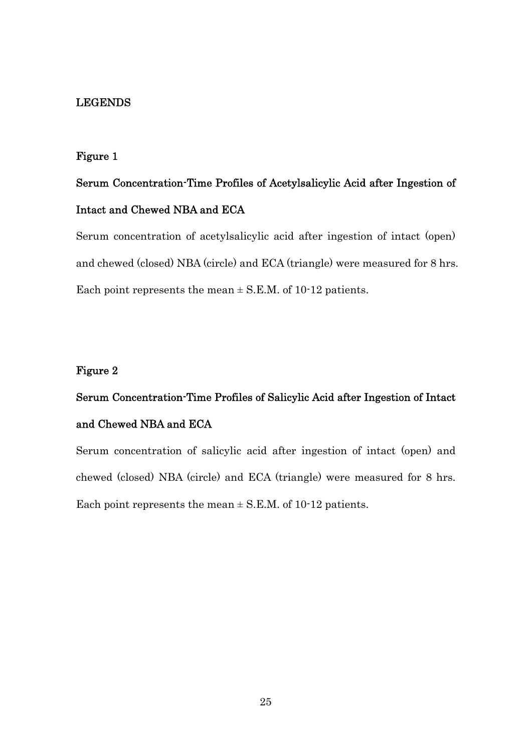## LEGENDS

### Figure 1

**Serum Concentration-Time Profiles of Acetylsalicylic Acid after Ingestion of Intact and Chewed NBA and ECA**

Serum concentration of acetylsalicylic acid after ingestion of intact (open) and chewed (closed) NBA (circle) and ECA (triangle) were measured for 8 hrs. Each point represents the mean ± S.E.M. of 10-12 patients.

### Figure 2

**Serum Concentration-Time Profiles of Salicylic Acid after Ingestion of Intact and Chewed NBA and ECA**

Serum concentration of salicylic acid after ingestion of intact (open) and chewed (closed) NBA (circle) and ECA (triangle) were measured for 8 hrs. Each point represents the mean ± S.E.M. of 10-12 patients.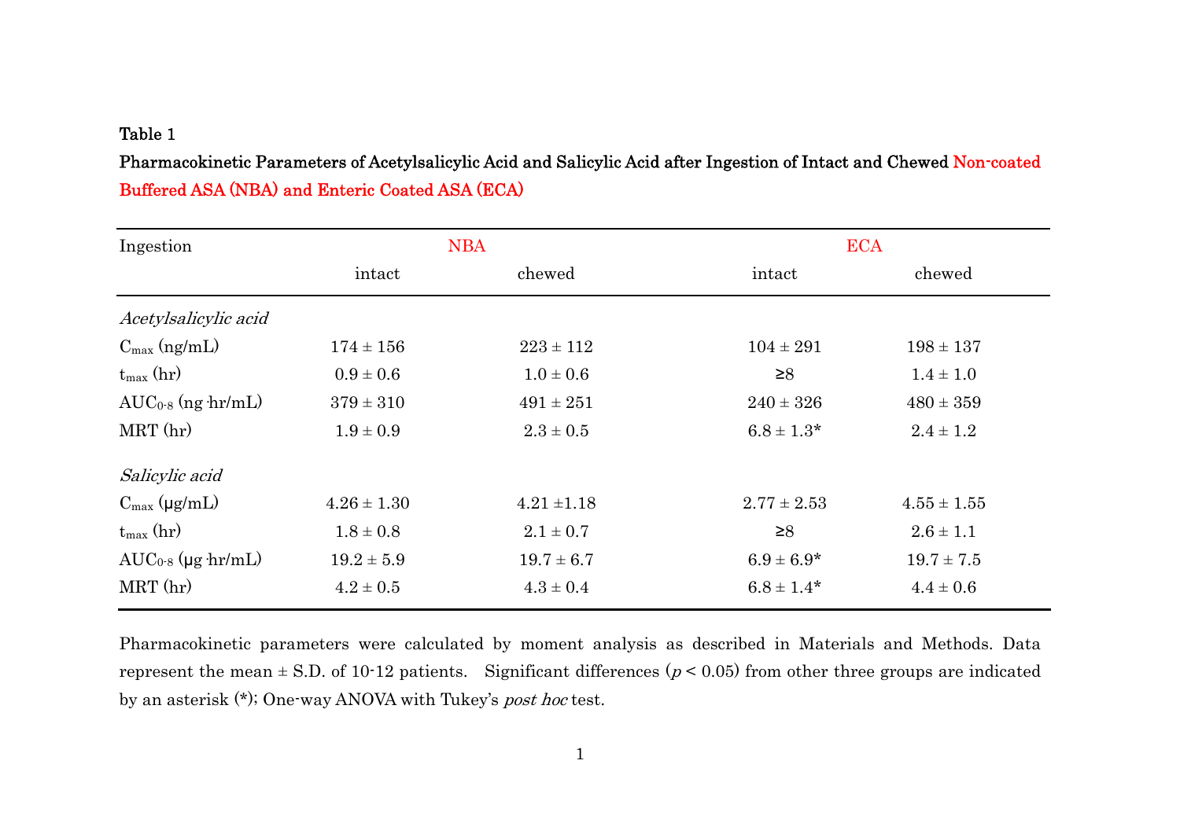Table 1

**Pharmacokinetic Parameters of Acetylsalicylic Acid and Salicylic Acid after Ingestion of Intact and Chewed Non-coated Buffered ASA (NBA) and Enteric Coated ASA (ECA)**

| Ingestion | NBA | | ECA | |
|---|---|---|---|---|
| | intact | chewed | intact | chewed |
| *Acetylsalicylic acid* | | | | |
| $C_{max}$ (ng/mL) | 174 ± 156 | 223 ± 112 | 104 ± 291 | 198 ± 137 |
| $t_{max}$ (hr) | 0.9 ± 0.6 | 1.0 ± 0.6 | ≥8 | 1.4 ± 1.0 |
| $AUC_{0\text{-}8}$ (ng·hr/mL) | 379 ± 310 | 491 ± 251 | 240 ± 326 | 480 ± 359 |
| MRT (hr) | 1.9 ± 0.9 | 2.3 ± 0.5 | 6.8 ± 1.3* | 2.4 ± 1.2 |
| *Salicylic acid* | | | | |
| $C_{max}$ (μg/mL) | 4.26 ± 1.30 | 4.21 ±1.18 | 2.77 ± 2.53 | 4.55 ± 1.55 |
| $t_{max}$ (hr) | 1.8 ± 0.8 | 2.1 ± 0.7 | ≥8 | 2.6 ± 1.1 |
| $AUC_{0\text{-}8}$ (μg·hr/mL) | 19.2 ± 5.9 | 19.7 ± 6.7 | 6.9 ± 6.9* | 19.7 ± 7.5 |
| MRT (hr) | 4.2 ± 0.5 | 4.3 ± 0.4 | 6.8 ± 1.4* | 4.4 ± 0.6 |

Pharmacokinetic parameters were calculated by moment analysis as described in Materials and Methods. Data represent the mean ± S.D. of 10-12 patients. Significant differences ($p < 0.05$) from other three groups are indicated by an asterisk (*); One-way ANOVA with Tukey's *post hoc* test.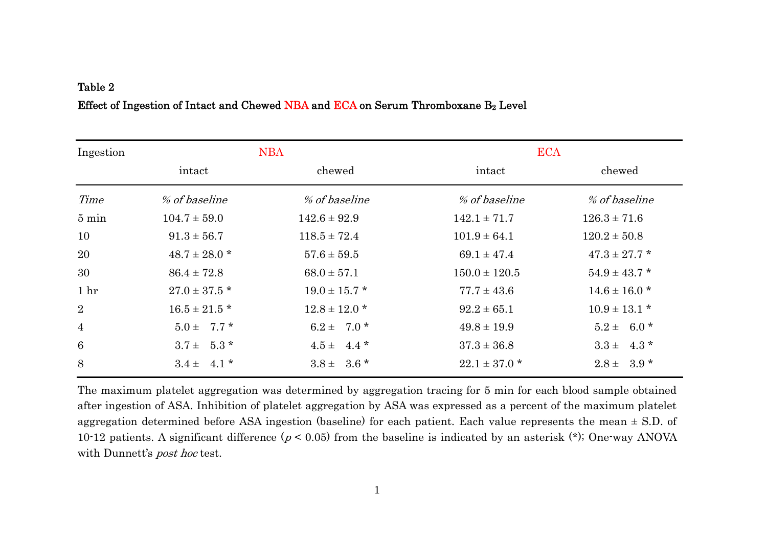**Table 2**

**Effect of Ingestion of Intact and Chewed NBA and ECA on Serum Thromboxane $B_2$ Level**

| Ingestion | NBA | | ECA | |
|---|---|---|---|---|
| | intact | chewed | intact | chewed |
| *Time* | *% of baseline* | *% of baseline* | *% of baseline* | *% of baseline* |
| 5 min | 104.7 ± 59.0 | 142.6 ± 92.9 | 142.1 ± 71.7 | 126.3 ± 71.6 |
| 10 | 91.3 ± 56.7 | 118.5 ± 72.4 | 101.9 ± 64.1 | 120.2 ± 50.8 |
| 20 | 48.7 ± 28.0 * | 57.6 ± 59.5 | 69.1 ± 47.4 | 47.3 ± 27.7 * |
| 30 | 86.4 ± 72.8 | 68.0 ± 57.1 | 150.0 ± 120.5 | 54.9 ± 43.7 * |
| 1 hr | 27.0 ± 37.5 * | 19.0 ± 15.7 * | 77.7 ± 43.6 | 14.6 ± 16.0 * |
| 2 | 16.5 ± 21.5 * | 12.8 ± 12.0 * | 92.2 ± 65.1 | 10.9 ± 13.1 * |
| 4 | 5.0 ± 7.7 * | 6.2 ± 7.0 * | 49.8 ± 19.9 | 5.2 ± 6.0 * |
| 6 | 3.7 ± 5.3 * | 4.5 ± 4.4 * | 37.3 ± 36.8 | 3.3 ± 4.3 * |
| 8 | 3.4 ± 4.1 * | 3.8 ± 3.6 * | 22.1 ± 37.0 * | 2.8 ± 3.9 * |

The maximum platelet aggregation was determined by aggregation tracing for 5 min for each blood sample obtained after ingestion of ASA. Inhibition of platelet aggregation by ASA was expressed as a percent of the maximum platelet aggregation determined before ASA ingestion (baseline) for each patient. Each value represents the mean ± S.D. of 10-12 patients. A significant difference ($p < 0.05$) from the baseline is indicated by an asterisk (*); One-way ANOVA with Dunnett's *post hoc* test.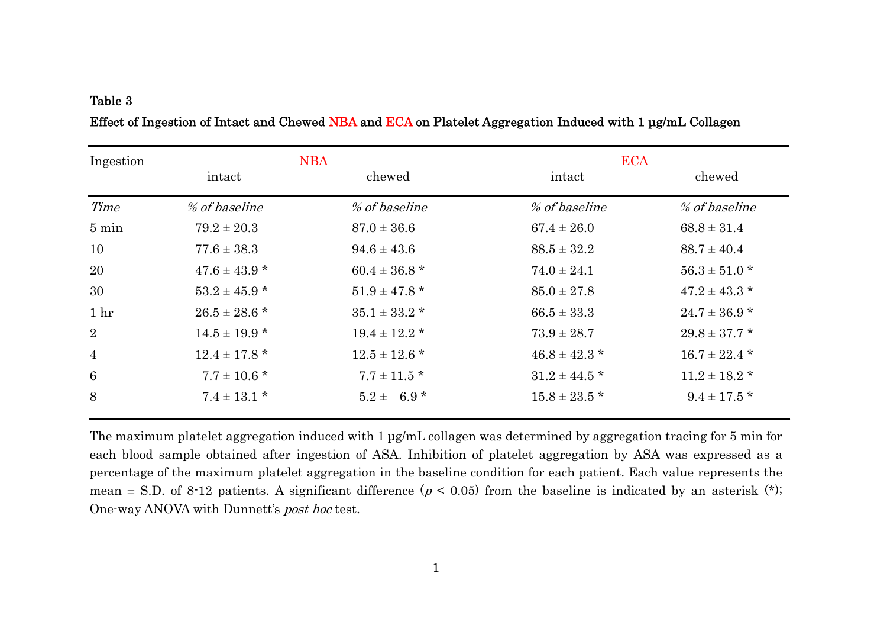**Table 3**

**Effect of Ingestion of Intact and Chewed NBA and ECA on Platelet Aggregation Induced with 1 μg/mL Collagen**

| Ingestion | NBA | | ECA | |
|---|---|---|---|---|
| | intact | chewed | intact | chewed |
| *Time* | *% of baseline* | *% of baseline* | *% of baseline* | *% of baseline* |
| 5 min | 79.2 ± 20.3 | 87.0 ± 36.6 | 67.4 ± 26.0 | 68.8 ± 31.4 |
| 10 | 77.6 ± 38.3 | 94.6 ± 43.6 | 88.5 ± 32.2 | 88.7 ± 40.4 |
| 20 | 47.6 ± 43.9 * | 60.4 ± 36.8 * | 74.0 ± 24.1 | 56.3 ± 51.0 * |
| 30 | 53.2 ± 45.9 * | 51.9 ± 47.8 * | 85.0 ± 27.8 | 47.2 ± 43.3 * |
| 1 hr | 26.5 ± 28.6 * | 35.1 ± 33.2 * | 66.5 ± 33.3 | 24.7 ± 36.9 * |
| 2 | 14.5 ± 19.9 * | 19.4 ± 12.2 * | 73.9 ± 28.7 | 29.8 ± 37.7 * |
| 4 | 12.4 ± 17.8 * | 12.5 ± 12.6 * | 46.8 ± 42.3 * | 16.7 ± 22.4 * |
| 6 | 7.7 ± 10.6 * | 7.7 ± 11.5 * | 31.2 ± 44.5 * | 11.2 ± 18.2 * |
| 8 | 7.4 ± 13.1 * | 5.2 ± 6.9 * | 15.8 ± 23.5 * | 9.4 ± 17.5 * |

The maximum platelet aggregation induced with 1 μg/mL collagen was determined by aggregation tracing for 5 min for each blood sample obtained after ingestion of ASA. Inhibition of platelet aggregation by ASA was expressed as a percentage of the maximum platelet aggregation in the baseline condition for each patient. Each value represents the mean ± S.D. of 8-12 patients. A significant difference ($p < 0.05$) from the baseline is indicated by an asterisk (*); One-way ANOVA with Dunnett's *post hoc* test.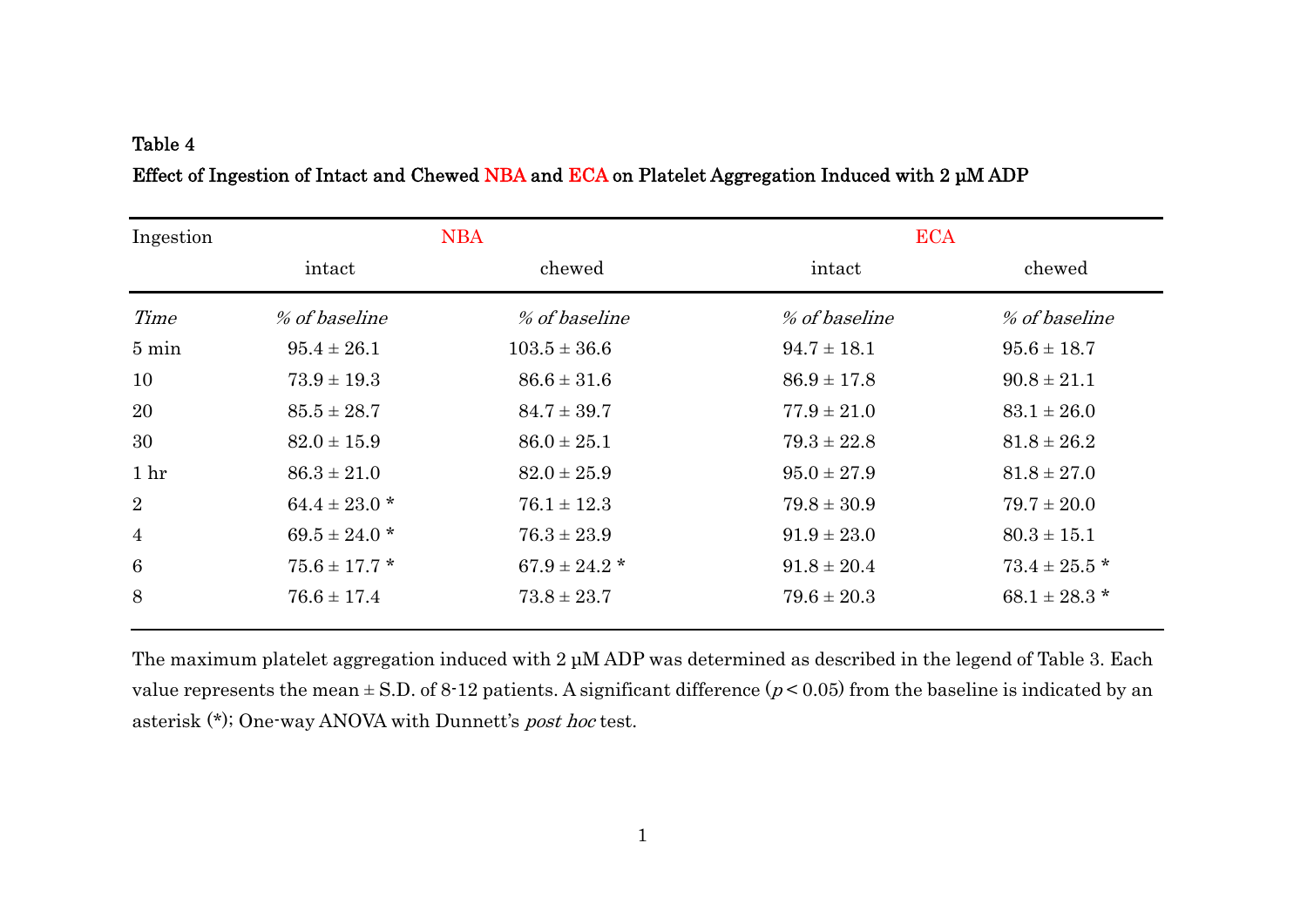**Table 4**

**Effect of Ingestion of Intact and Chewed NBA and ECA on Platelet Aggregation Induced with 2 μM ADP**

| Ingestion | NBA | | ECA | |
|---|---|---|---|---|
| | intact | chewed | intact | chewed |
| *Time* | *% of baseline* | *% of baseline* | *% of baseline* | *% of baseline* |
| 5 min | 95.4 ± 26.1 | 103.5 ± 36.6 | 94.7 ± 18.1 | 95.6 ± 18.7 |
| 10 | 73.9 ± 19.3 | 86.6 ± 31.6 | 86.9 ± 17.8 | 90.8 ± 21.1 |
| 20 | 85.5 ± 28.7 | 84.7 ± 39.7 | 77.9 ± 21.0 | 83.1 ± 26.0 |
| 30 | 82.0 ± 15.9 | 86.0 ± 25.1 | 79.3 ± 22.8 | 81.8 ± 26.2 |
| 1 hr | 86.3 ± 21.0 | 82.0 ± 25.9 | 95.0 ± 27.9 | 81.8 ± 27.0 |
| 2 | 64.4 ± 23.0 * | 76.1 ± 12.3 | 79.8 ± 30.9 | 79.7 ± 20.0 |
| 4 | 69.5 ± 24.0 * | 76.3 ± 23.9 | 91.9 ± 23.0 | 80.3 ± 15.1 |
| 6 | 75.6 ± 17.7 * | 67.9 ± 24.2 * | 91.8 ± 20.4 | 73.4 ± 25.5 * |
| 8 | 76.6 ± 17.4 | 73.8 ± 23.7 | 79.6 ± 20.3 | 68.1 ± 28.3 * |

The maximum platelet aggregation induced with 2 μM ADP was determined as described in the legend of Table 3. Each value represents the mean ± S.D. of 8-12 patients. A significant difference ($p < 0.05$) from the baseline is indicated by an asterisk (*); One-way ANOVA with Dunnett's *post hoc* test.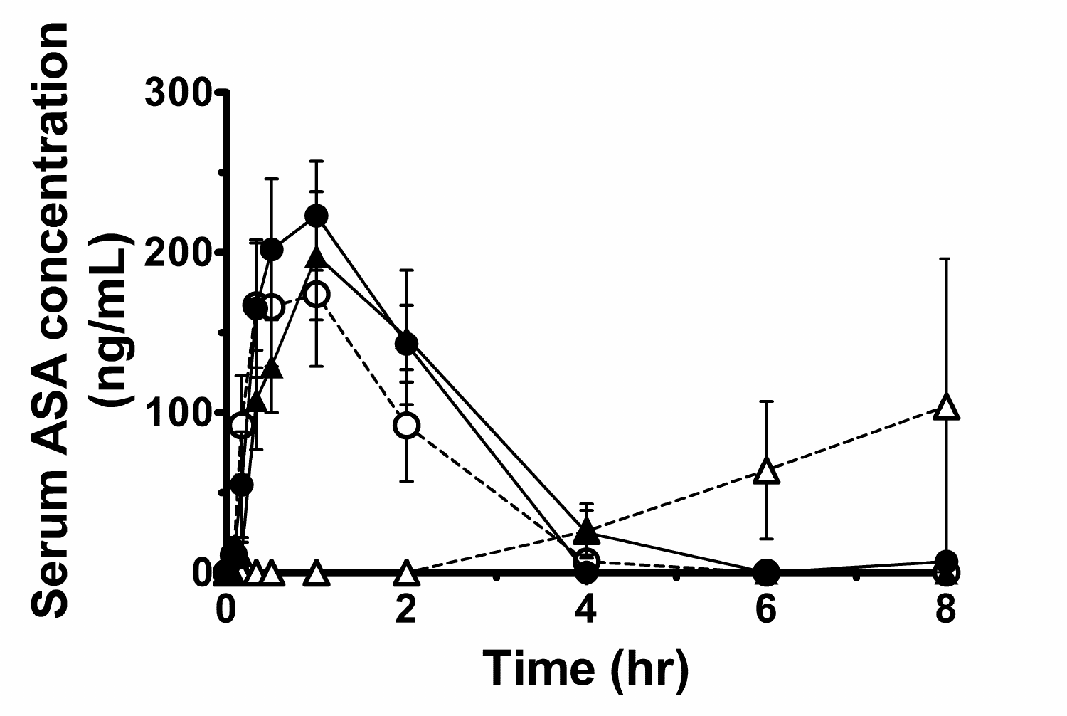Serum ASA concentration (ng/mL)

Time (hr)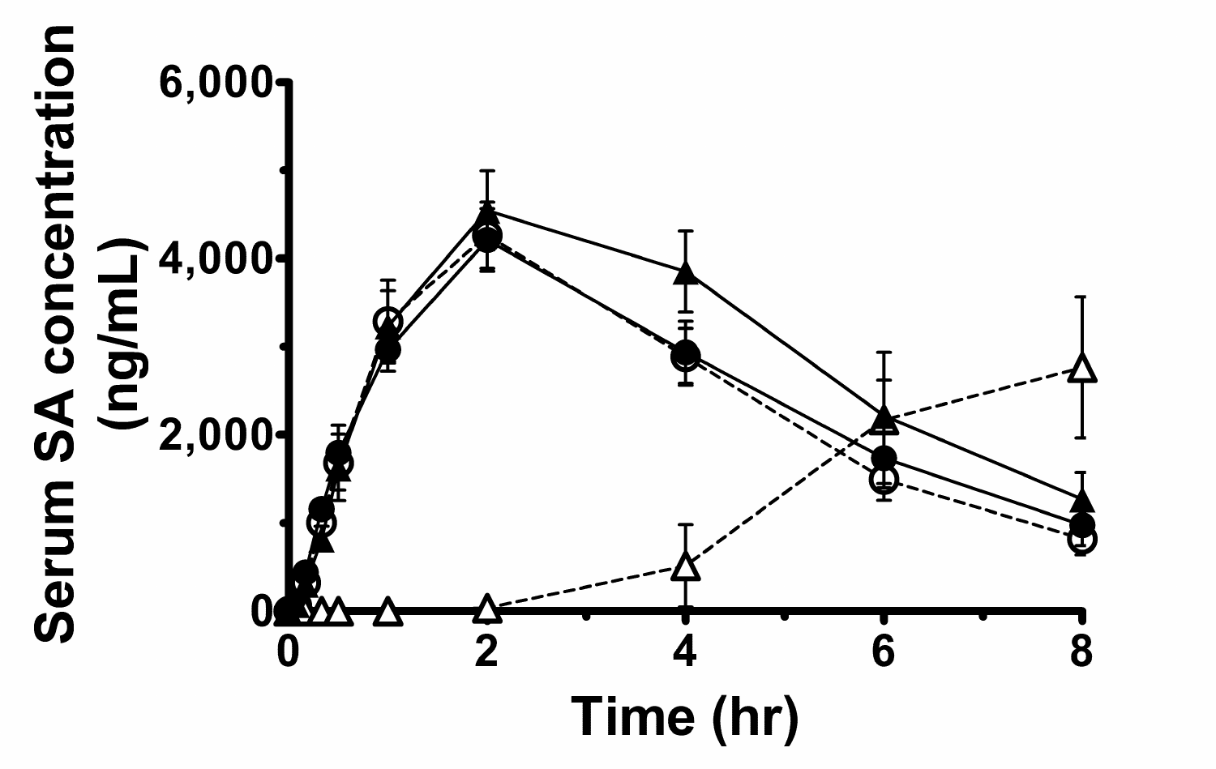Serum SA concentration (ng/mL)

6,000

4,000

2,000

0

0

2

4

6

8

Time (hr)